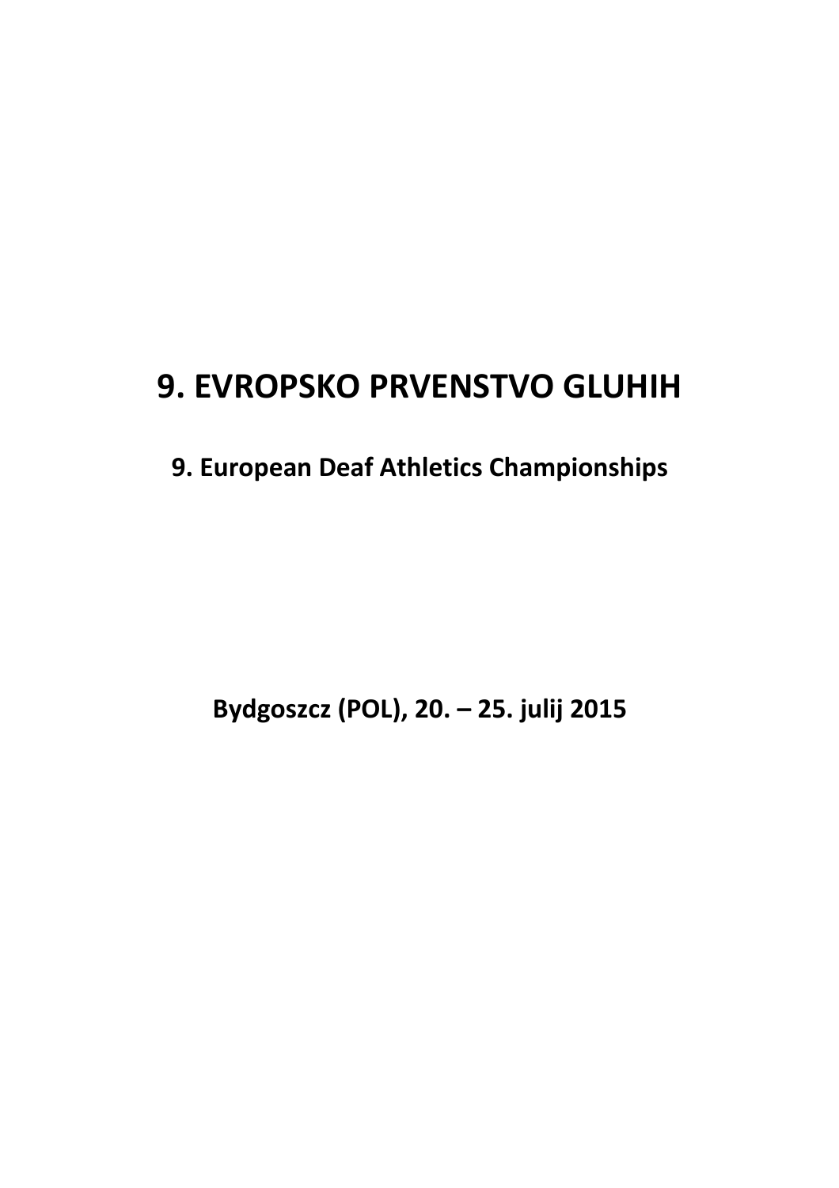# 9. EVROPSKO PRVENSTVO GLUHIH

## 9. European Deaf Athletics Championships

**Bydgoszcz (POL), 20. – 25. julij 2015**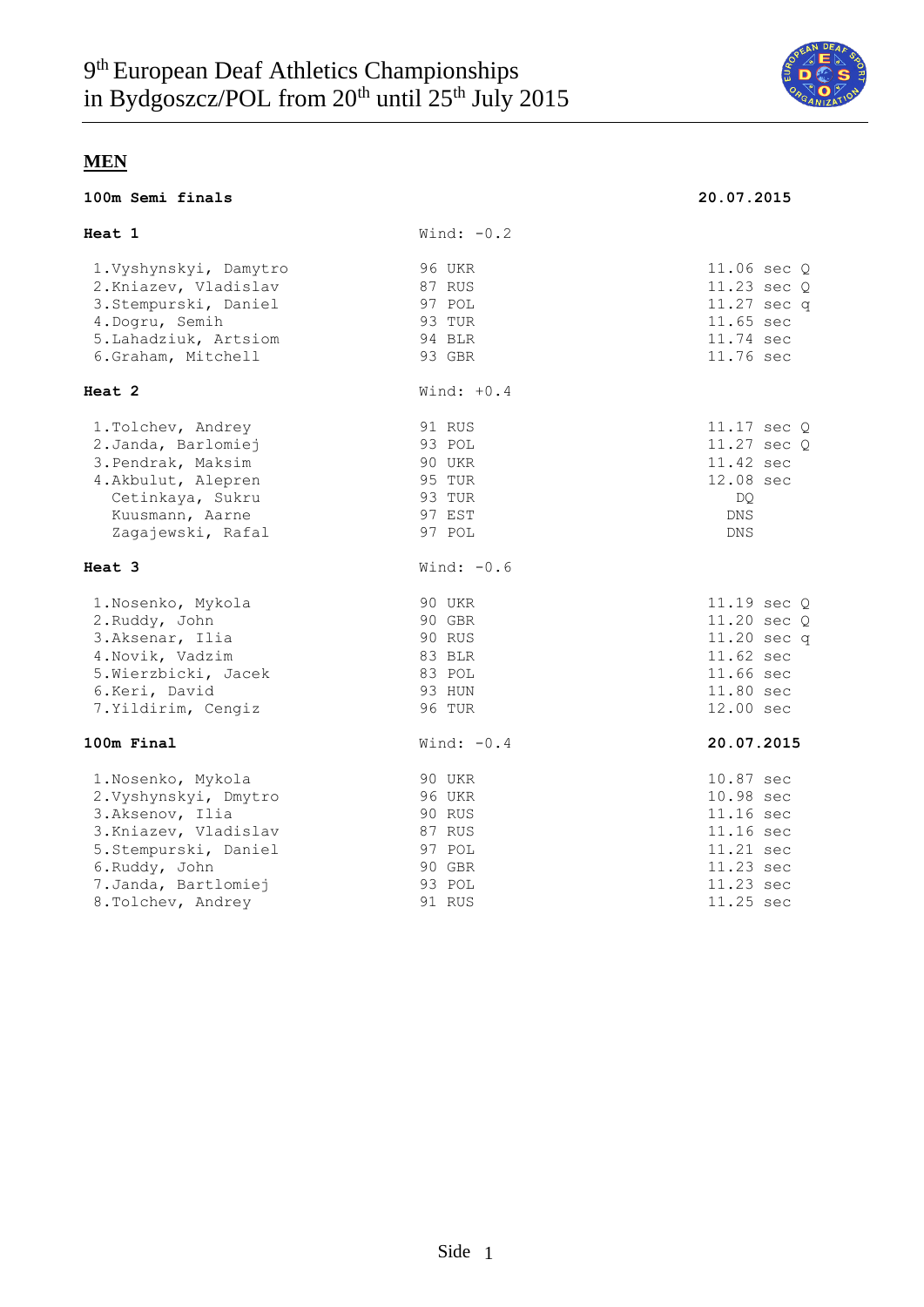# 9th European Deaf Athletics Championships in Bydgoszcz/POL from 20th until 25th July 2015

## MEN

**100m Semi finals** — **20.07.2015**

**Heat 1** — Wind: -0.2

| Pos | Name | Year | Nat | Result |
|---|---|---|---|---|
| 1. | Vyshynskyi, Damytro | 96 | UKR | 11.06 sec Q |
| 2. | Kniazev, Vladislav | 87 | RUS | 11.23 sec Q |
| 3. | Stempurski, Daniel | 97 | POL | 11.27 sec q |
| 4. | Dogru, Semih | 93 | TUR | 11.65 sec |
| 5. | Lahadziuk, Artsiom | 94 | BLR | 11.74 sec |
| 6. | Graham, Mitchell | 93 | GBR | 11.76 sec |

**Heat 2** — Wind: +0.4

| Pos | Name | Year | Nat | Result |
|---|---|---|---|---|
| 1. | Tolchev, Andrey | 91 | RUS | 11.17 sec Q |
| 2. | Janda, Barlomiej | 93 | POL | 11.27 sec Q |
| 3. | Pendrak, Maksim | 90 | UKR | 11.42 sec |
| 4. | Akbulut, Alepren | 95 | TUR | 12.08 sec |
| | Cetinkaya, Sukru | 93 | TUR | DQ |
| | Kuusmann, Aarne | 97 | EST | DNS |
| | Zagajewski, Rafal | 97 | POL | DNS |

**Heat 3** — Wind: -0.6

| Pos | Name | Year | Nat | Result |
|---|---|---|---|---|
| 1. | Nosenko, Mykola | 90 | UKR | 11.19 sec Q |
| 2. | Ruddy, John | 90 | GBR | 11.20 sec Q |
| 3. | Aksenar, Ilia | 90 | RUS | 11.20 sec q |
| 4. | Novik, Vadzim | 83 | BLR | 11.62 sec |
| 5. | Wierzbicki, Jacek | 83 | POL | 11.66 sec |
| 6. | Keri, David | 93 | HUN | 11.80 sec |
| 7. | Yildirim, Cengiz | 96 | TUR | 12.00 sec |

**100m Final** — Wind: -0.4 — **20.07.2015**

| Pos | Name | Year | Nat | Result |
|---|---|---|---|---|
| 1. | Nosenko, Mykola | 90 | UKR | 10.87 sec |
| 2. | Vyshynskyi, Dmytro | 96 | UKR | 10.98 sec |
| 3. | Aksenov, Ilia | 90 | RUS | 11.16 sec |
| 3. | Kniazev, Vladislav | 87 | RUS | 11.16 sec |
| 5. | Stempurski, Daniel | 97 | POL | 11.21 sec |
| 6. | Ruddy, John | 90 | GBR | 11.23 sec |
| 7. | Janda, Bartlomiej | 93 | POL | 11.23 sec |
| 8. | Tolchev, Andrey | 91 | RUS | 11.25 sec |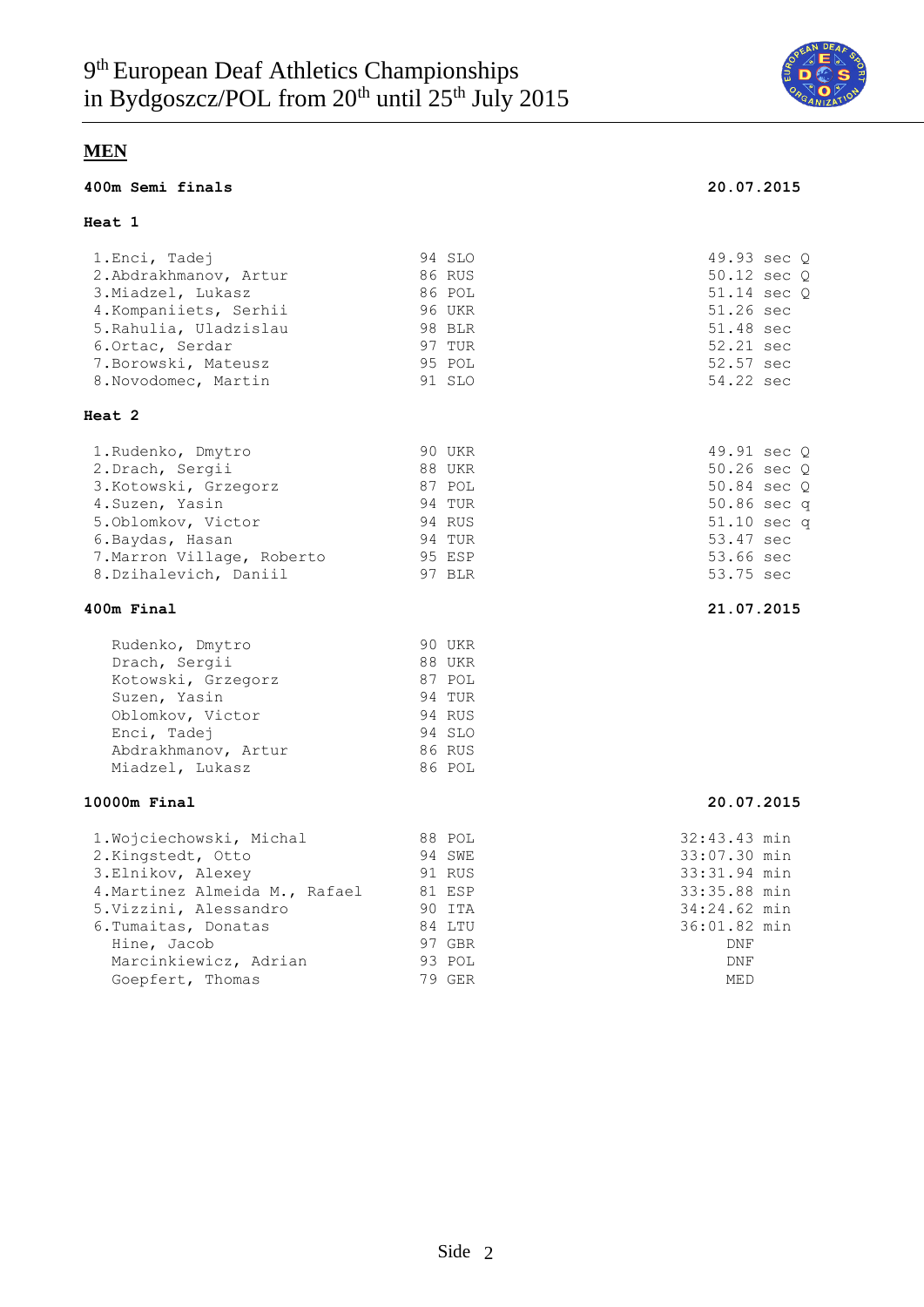# 9th European Deaf Athletics Championships in Bydgoszcz/POL from 20th until 25th July 2015

## MEN

### 400m Semi finals — 20.07.2015

**Heat 1**

| Place | Name | Year | Country | Result |
|---|---|---|---|---|
| 1. | Enci, Tadej | 94 | SLO | 49.93 sec Q |
| 2. | Abdrakhmanov, Artur | 86 | RUS | 50.12 sec Q |
| 3. | Miadzel, Lukasz | 86 | POL | 51.14 sec Q |
| 4. | Kompaniiets, Serhii | 96 | UKR | 51.26 sec |
| 5. | Rahulia, Uladzislau | 98 | BLR | 51.48 sec |
| 6. | Ortac, Serdar | 97 | TUR | 52.21 sec |
| 7. | Borowski, Mateusz | 95 | POL | 52.57 sec |
| 8. | Novodomec, Martin | 91 | SLO | 54.22 sec |

**Heat 2**

| Place | Name | Year | Country | Result |
|---|---|---|---|---|
| 1. | Rudenko, Dmytro | 90 | UKR | 49.91 sec Q |
| 2. | Drach, Sergii | 88 | UKR | 50.26 sec Q |
| 3. | Kotowski, Grzegorz | 87 | POL | 50.84 sec Q |
| 4. | Suzen, Yasin | 94 | TUR | 50.86 sec q |
| 5. | Oblomkov, Victor | 94 | RUS | 51.10 sec q |
| 6. | Baydas, Hasan | 94 | TUR | 53.47 sec |
| 7. | Marron Village, Roberto | 95 | ESP | 53.66 sec |
| 8. | Dzihalevich, Daniil | 97 | BLR | 53.75 sec |

### 400m Final — 21.07.2015

| Name | Year | Country |
|---|---|---|
| Rudenko, Dmytro | 90 | UKR |
| Drach, Sergii | 88 | UKR |
| Kotowski, Grzegorz | 87 | POL |
| Suzen, Yasin | 94 | TUR |
| Oblomkov, Victor | 94 | RUS |
| Enci, Tadej | 94 | SLO |
| Abdrakhmanov, Artur | 86 | RUS |
| Miadzel, Lukasz | 86 | POL |

### 10000m Final — 20.07.2015

| Place | Name | Year | Country | Result |
|---|---|---|---|---|
| 1. | Wojciechowski, Michal | 88 | POL | 32:43.43 min |
| 2. | Kingstedt, Otto | 94 | SWE | 33:07.30 min |
| 3. | Elnikov, Alexey | 91 | RUS | 33:31.94 min |
| 4. | Martinez Almeida M., Rafael | 81 | ESP | 33:35.88 min |
| 5. | Vizzini, Alessandro | 90 | ITA | 34:24.62 min |
| 6. | Tumaitas, Donatas | 84 | LTU | 36:01.82 min |
| | Hine, Jacob | 97 | GBR | DNF |
| | Marcinkiewicz, Adrian | 93 | POL | DNF |
| | Goepfert, Thomas | 79 | GER | MED |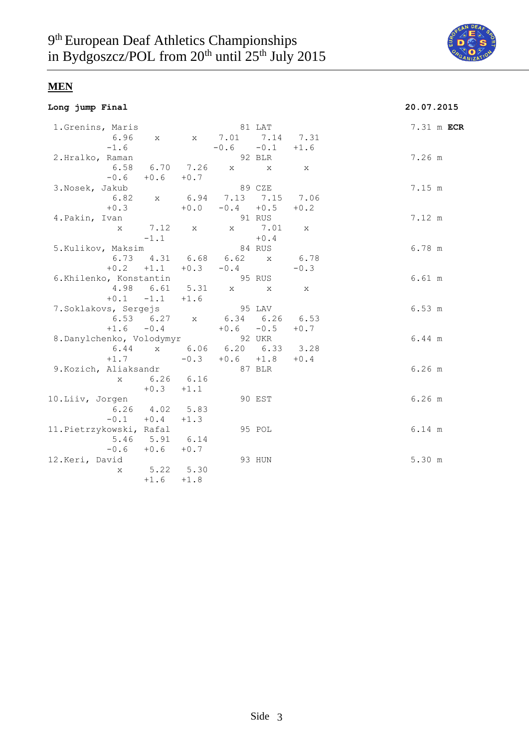## MEN

**Long jump Final** — **20.07.2015**

| Place | Name | YOB | Nat | 1 | 2 | 3 | 4 | 5 | 6 | Result |
|---|---|---|---|---|---|---|---|---|---|---|
| 1. | Grenins, Maris | 81 | LAT | 6.96 (-1.6) | x | x | 7.01 (-0.6) | 7.14 (-0.1) | 7.31 (+1.6) | 7.31 m **ECR** |
| 2. | Hralko, Raman | 92 | BLR | 6.58 (-0.6) | 6.70 (+0.6) | 7.26 (+0.7) | x | x | x | 7.26 m |
| 3. | Nosek, Jakub | 89 | CZE | 6.82 (+0.3) | x | 6.94 (+0.0) | 7.13 (-0.4) | 7.15 (+0.5) | 7.06 (+0.2) | 7.15 m |
| 4. | Pakin, Ivan | 91 | RUS | x | 7.12 (-1.1) | x | x | 7.01 (+0.4) | x | 7.12 m |
| 5. | Kulikov, Maksim | 84 | RUS | 6.73 (+0.2) | 4.31 (+1.1) | 6.68 (+0.3) | 6.62 (-0.4) | x | 6.78 (-0.3) | 6.78 m |
| 6. | Khilenko, Konstantin | 95 | RUS | 4.98 (+0.1) | 6.61 (-1.1) | 5.31 (+1.6) | x | x | x | 6.61 m |
| 7. | Soklakovs, Sergejs | 95 | LAV | 6.53 (+1.6) | 6.27 (-0.4) | x | 6.34 (+0.6) | 6.26 (-0.5) | 6.53 (+0.7) | 6.53 m |
| 8. | Danylchenko, Volodymyr | 92 | UKR | 6.44 (+1.7) | x | 6.06 (-0.3) | 6.20 (+0.6) | 6.33 (+1.8) | 3.28 (+0.4) | 6.44 m |
| 9. | Kozich, Aliaksandr | 87 | BLR | x | 6.26 (+0.3) | 6.16 (+1.1) | | | | 6.26 m |
| 10. | Liiv, Jorgen | 90 | EST | 6.26 (-0.1) | 4.02 (+0.4) | 5.83 (+1.3) | | | | 6.26 m |
| 11. | Pietrzykowski, Rafal | 95 | POL | 5.46 (-0.6) | 5.91 (+0.6) | 6.14 (+0.7) | | | | 6.14 m |
| 12. | Keri, David | 93 | HUN | x | 5.22 (+1.6) | 5.30 (+1.8) | | | | 5.30 m |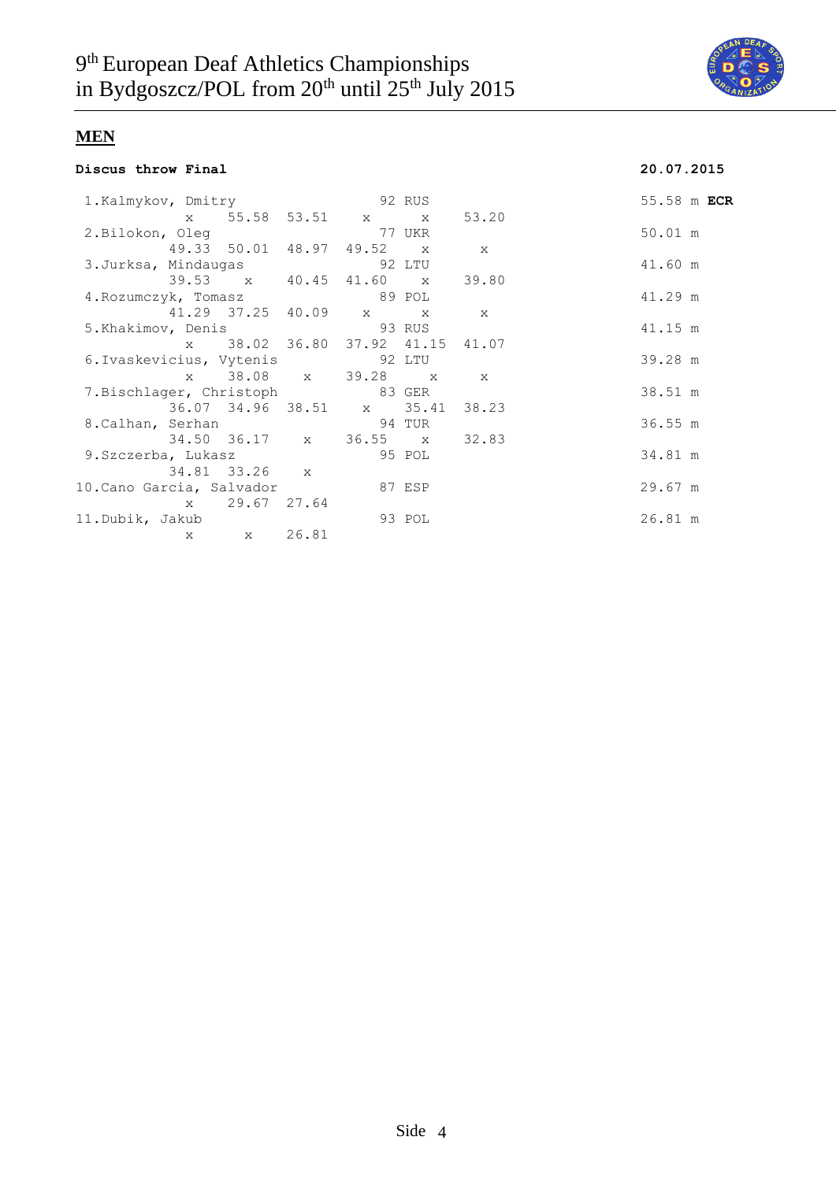# 9th European Deaf Athletics Championships in Bydgoszcz/POL from 20th until 25th July 2015

## MEN

**Discus throw Final** **20.07.2015**

| Place | Name | Year | Country | 1 | 2 | 3 | 4 | 5 | 6 | Result |
|---|---|---|---|---|---|---|---|---|---|---|
| 1. | Kalmykov, Dmitry | 92 | RUS | x | 55.58 | 53.51 | x | x | 53.20 | 55.58 m **ECR** |
| 2. | Bilokon, Oleg | 77 | UKR | 49.33 | 50.01 | 48.97 | 49.52 | x | x | 50.01 m |
| 3. | Jurksa, Mindaugas | 92 | LTU | 39.53 | x | 40.45 | 41.60 | x | 39.80 | 41.60 m |
| 4. | Rozumczyk, Tomasz | 89 | POL | 41.29 | 37.25 | 40.09 | x | x | x | 41.29 m |
| 5. | Khakimov, Denis | 93 | RUS | x | 38.02 | 36.80 | 37.92 | 41.15 | 41.07 | 41.15 m |
| 6. | Ivaskevicius, Vytenis | 92 | LTU | x | 38.08 | x | 39.28 | x | x | 39.28 m |
| 7. | Bischlager, Christoph | 83 | GER | 36.07 | 34.96 | 38.51 | x | 35.41 | 38.23 | 38.51 m |
| 8. | Calhan, Serhan | 94 | TUR | 34.50 | 36.17 | x | 36.55 | x | 32.83 | 36.55 m |
| 9. | Szczerba, Lukasz | 95 | POL | 34.81 | 33.26 | x | | | | 34.81 m |
| 10. | Cano Garcia, Salvador | 87 | ESP | x | 29.67 | 27.64 | | | | 29.67 m |
| 11. | Dubik, Jakub | 93 | POL | x | x | 26.81 | | | | 26.81 m |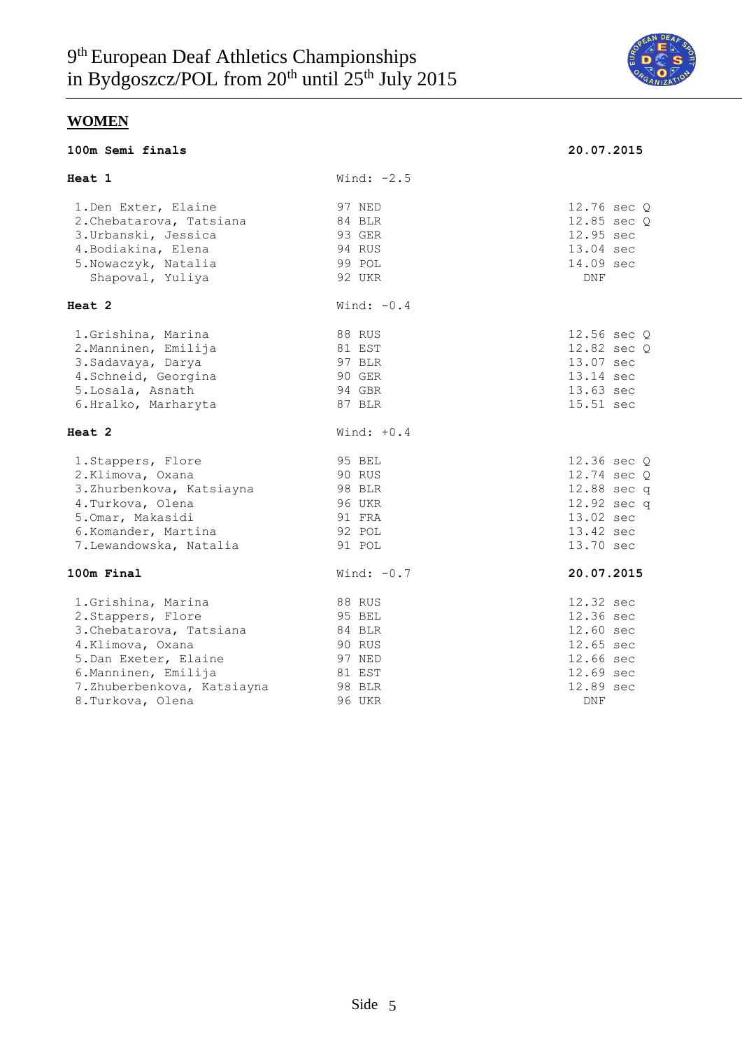# 9th European Deaf Athletics Championships in Bydgoszcz/POL from 20th until 25th July 2015

## WOMEN

### 100m Semi finals — 20.07.2015

**Heat 1** — Wind: -2.5

| Place | Name | Year | Nation | Result |
|---|---|---|---|---|
| 1. | Den Exter, Elaine | 97 | NED | 12.76 sec Q |
| 2. | Chebatarova, Tatsiana | 84 | BLR | 12.85 sec Q |
| 3. | Urbanski, Jessica | 93 | GER | 12.95 sec |
| 4. | Bodiakina, Elena | 94 | RUS | 13.04 sec |
| 5. | Nowaczyk, Natalia | 99 | POL | 14.09 sec |
| | Shapoval, Yuliya | 92 | UKR | DNF |

**Heat 2** — Wind: -0.4

| Place | Name | Year | Nation | Result |
|---|---|---|---|---|
| 1. | Grishina, Marina | 88 | RUS | 12.56 sec Q |
| 2. | Manninen, Emilija | 81 | EST | 12.82 sec Q |
| 3. | Sadavaya, Darya | 97 | BLR | 13.07 sec |
| 4. | Schneid, Georgina | 90 | GER | 13.14 sec |
| 5. | Losala, Asnath | 94 | GBR | 13.63 sec |
| 6. | Hralko, Marharyta | 87 | BLR | 15.51 sec |

**Heat 2** — Wind: +0.4

| Place | Name | Year | Nation | Result |
|---|---|---|---|---|
| 1. | Stappers, Flore | 95 | BEL | 12.36 sec Q |
| 2. | Klimova, Oxana | 90 | RUS | 12.74 sec Q |
| 3. | Zhurbenkova, Katsiayna | 98 | BLR | 12.88 sec q |
| 4. | Turkova, Olena | 96 | UKR | 12.92 sec q |
| 5. | Omar, Makasidi | 91 | FRA | 13.02 sec |
| 6. | Komander, Martina | 92 | POL | 13.42 sec |
| 7. | Lewandowska, Natalia | 91 | POL | 13.70 sec |

### 100m Final — Wind: -0.7 — 20.07.2015

| Place | Name | Year | Nation | Result |
|---|---|---|---|---|
| 1. | Grishina, Marina | 88 | RUS | 12.32 sec |
| 2. | Stappers, Flore | 95 | BEL | 12.36 sec |
| 3. | Chebatarova, Tatsiana | 84 | BLR | 12.60 sec |
| 4. | Klimova, Oxana | 90 | RUS | 12.65 sec |
| 5. | Dan Exeter, Elaine | 97 | NED | 12.66 sec |
| 6. | Manninen, Emilija | 81 | EST | 12.69 sec |
| 7. | Zhuberbenkova, Katsiayna | 98 | BLR | 12.89 sec |
| 8. | Turkova, Olena | 96 | UKR | DNF |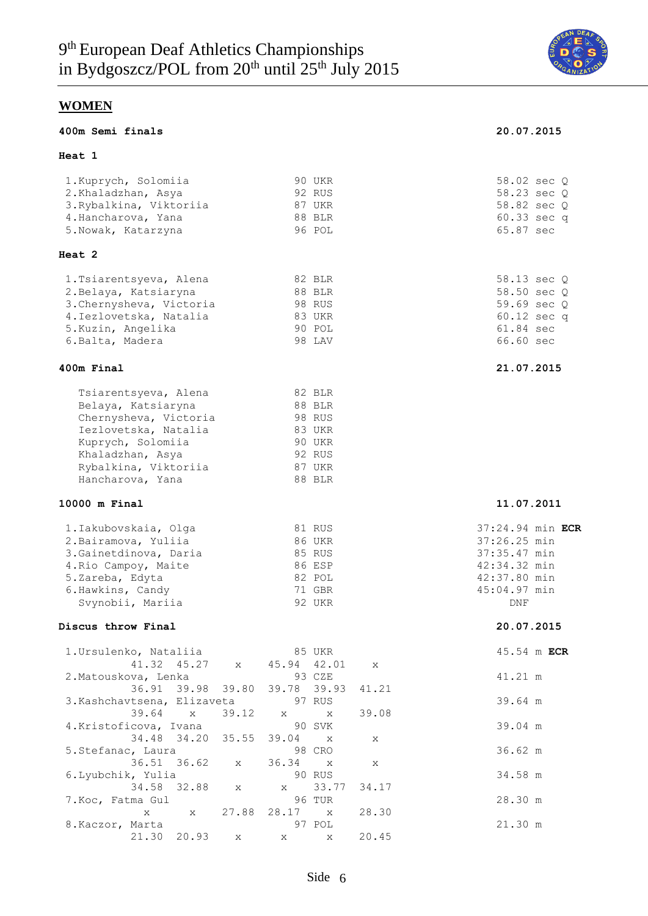# 9th European Deaf Athletics Championships in Bydgoszcz/POL from 20th until 25th July 2015

## WOMEN

### 400m Semi finals — 20.07.2015

**Heat 1**

| Rank | Name | Year | Nation | Result |
|---|---|---|---|---|
| 1. | Kuprych, Solomiia | 90 | UKR | 58.02 sec Q |
| 2. | Khaladzhan, Asya | 92 | RUS | 58.23 sec Q |
| 3. | Rybalkina, Viktoriia | 87 | UKR | 58.82 sec Q |
| 4. | Hancharova, Yana | 88 | BLR | 60.33 sec q |
| 5. | Nowak, Katarzyna | 96 | POL | 65.87 sec |

**Heat 2**

| Rank | Name | Year | Nation | Result |
|---|---|---|---|---|
| 1. | Tsiarentsyeva, Alena | 82 | BLR | 58.13 sec Q |
| 2. | Belaya, Katsiaryna | 88 | BLR | 58.50 sec Q |
| 3. | Chernysheva, Victoria | 98 | RUS | 59.69 sec Q |
| 4. | Iezlovetska, Natalia | 83 | UKR | 60.12 sec q |
| 5. | Kuzin, Angelika | 90 | POL | 61.84 sec |
| 6. | Balta, Madera | 98 | LAV | 66.60 sec |

### 400m Final — 21.07.2015

| Name | Year | Nation |
|---|---|---|
| Tsiarentsyeva, Alena | 82 | BLR |
| Belaya, Katsiaryna | 88 | BLR |
| Chernysheva, Victoria | 98 | RUS |
| Iezlovetska, Natalia | 83 | UKR |
| Kuprych, Solomiia | 90 | UKR |
| Khaladzhan, Asya | 92 | RUS |
| Rybalkina, Viktoriia | 87 | UKR |
| Hancharova, Yana | 88 | BLR |

### 10000 m Final — 11.07.2011

| Rank | Name | Year | Nation | Result |
|---|---|---|---|---|
| 1. | Iakubovskaia, Olga | 81 | RUS | 37:24.94 min **ECR** |
| 2. | Bairamova, Yuliia | 86 | UKR | 37:26.25 min |
| 3. | Gainetdinova, Daria | 85 | RUS | 37:35.47 min |
| 4. | Rio Campoy, Maite | 86 | ESP | 42:34.32 min |
| 5. | Zareba, Edyta | 82 | POL | 42:37.80 min |
| 6. | Hawkins, Candy | 71 | GBR | 45:04.97 min |
| | Svynobii, Mariia | 92 | UKR | DNF |

### Discus throw Final — 20.07.2015

| Rank | Name | Year | Nation | 1 | 2 | 3 | 4 | 5 | 6 | Result |
|---|---|---|---|---|---|---|---|---|---|---|
| 1. | Ursulenko, Nataliia | 85 | UKR | 41.32 | 45.27 | x | 45.94 | 42.01 | x | 45.54 m **ECR** |
| 2. | Matouskova, Lenka | 93 | CZE | 36.91 | 39.98 | 39.80 | 39.78 | 39.93 | 41.21 | 41.21 m |
| 3. | Kashchavtsena, Elizaveta | 97 | RUS | 39.64 | x | 39.12 | x | x | 39.08 | 39.64 m |
| 4. | Kristoficova, Ivana | 90 | SVK | 34.48 | 34.20 | 35.55 | 39.04 | x | x | 39.04 m |
| 5. | Stefanac, Laura | 98 | CRO | 36.51 | 36.62 | x | 36.34 | x | x | 36.62 m |
| 6. | Lyubchik, Yulia | 90 | RUS | 34.58 | 32.88 | x | x | 33.77 | 34.17 | 34.58 m |
| 7. | Koc, Fatma Gul | 96 | TUR | x | x | 27.88 | 28.17 | x | 28.30 | 28.30 m |
| 8. | Kaczor, Marta | 97 | POL | 21.30 | 20.93 | x | x | x | 20.45 | 21.30 m |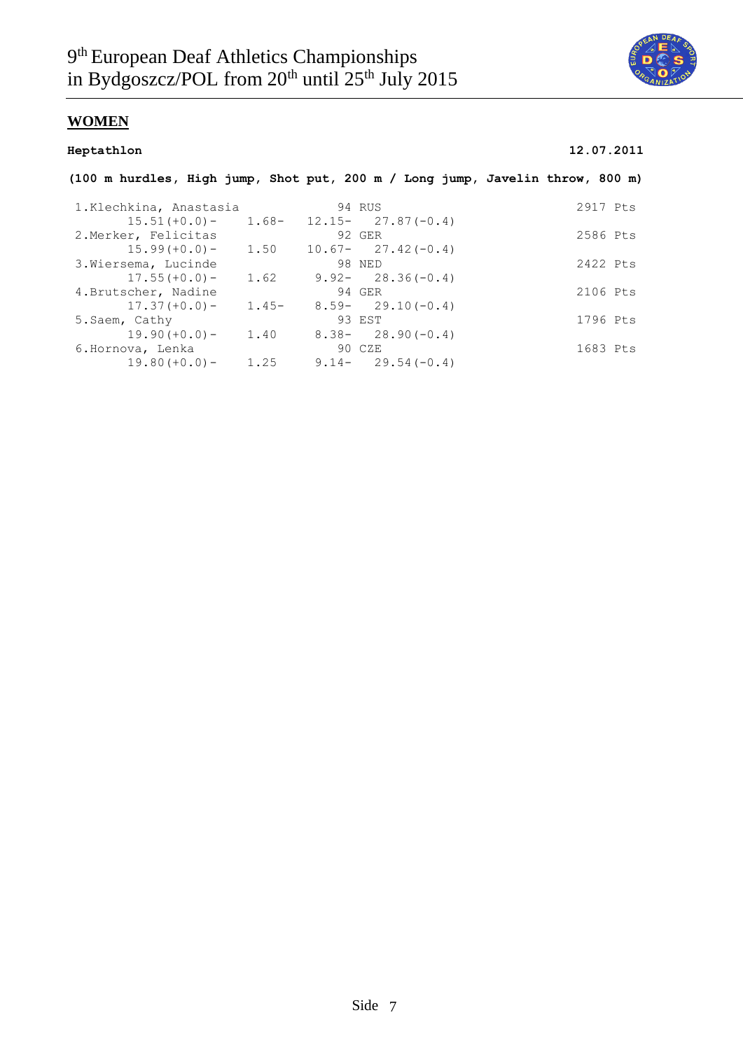# 9th European Deaf Athletics Championships in Bydgoszcz/POL from 20th until 25th July 2015

## WOMEN

**Heptathlon** **12.07.2011**

**(100 m hurdles, High jump, Shot put, 200 m / Long jump, Javelin throw, 800 m)**

| Rank | Name | Year | Nation | 100 m hurdles | High jump | Shot put | 200 m | Points |
|---|---|---|---|---|---|---|---|---|
| 1. | Klechkina, Anastasia | 94 | RUS | 15.51(+0.0) | 1.68 | 12.15 | 27.87(-0.4) | 2917 Pts |
| 2. | Merker, Felicitas | 92 | GER | 15.99(+0.0) | 1.50 | 10.67 | 27.42(-0.4) | 2586 Pts |
| 3. | Wiersema, Lucinde | 98 | NED | 17.55(+0.0) | 1.62 | 9.92 | 28.36(-0.4) | 2422 Pts |
| 4. | Brutscher, Nadine | 94 | GER | 17.37(+0.0) | 1.45 | 8.59 | 29.10(-0.4) | 2106 Pts |
| 5. | Saem, Cathy | 93 | EST | 19.90(+0.0) | 1.40 | 8.38 | 28.90(-0.4) | 1796 Pts |
| 6. | Hornova, Lenka | 90 | CZE | 19.80(+0.0) | 1.25 | 9.14 | 29.54(-0.4) | 1683 Pts |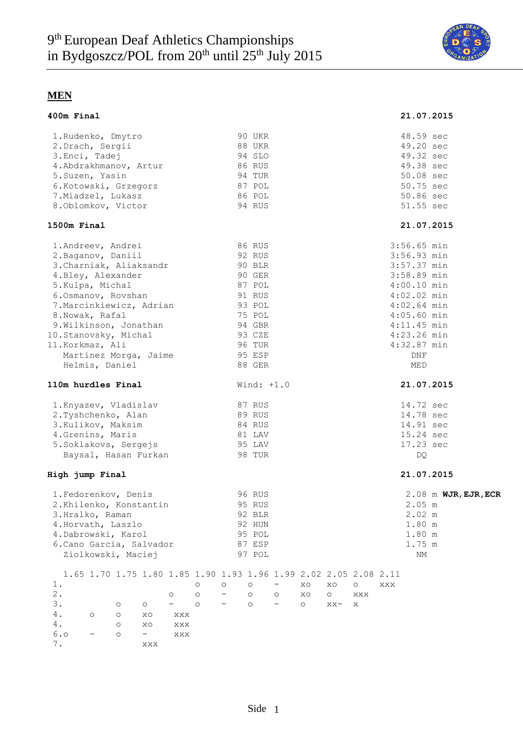# 9th European Deaf Athletics Championships in Bydgoszcz/POL from 20th until 25th July 2015

## MEN

### 400m Final — 21.07.2015

| Pos. | Name | Year | Nat. | Result |
|---|---|---|---|---|
| 1. | Rudenko, Dmytro | 90 | UKR | 48.59 sec |
| 2. | Drach, Sergii | 88 | UKR | 49.20 sec |
| 3. | Enci, Tadej | 94 | SLO | 49.32 sec |
| 4. | Abdrakhmanov, Artur | 86 | RUS | 49.38 sec |
| 5. | Suzen, Yasin | 94 | TUR | 50.08 sec |
| 6. | Kotowski, Grzegorz | 87 | POL | 50.75 sec |
| 7. | Miadzel, Lukasz | 86 | POL | 50.86 sec |
| 8. | Oblomkov, Victor | 94 | RUS | 51.55 sec |

### 1500m Final — 21.07.2015

| Pos. | Name | Year | Nat. | Result |
|---|---|---|---|---|
| 1. | Andreev, Andrei | 86 | RUS | 3:56.65 min |
| 2. | Baganov, Daniil | 92 | RUS | 3:56.93 min |
| 3. | Charniak, Aliaksandr | 90 | BLR | 3:57.37 min |
| 4. | Bley, Alexander | 90 | GER | 3:58.89 min |
| 5. | Kulpa, Michal | 87 | POL | 4:00.10 min |
| 6. | Osmanov, Rovshan | 91 | RUS | 4:02.02 min |
| 7. | Marcinkiewicz, Adrian | 93 | POL | 4:02.64 min |
| 8. | Nowak, Rafal | 75 | POL | 4:05.60 min |
| 9. | Wilkinson, Jonathan | 94 | GBR | 4:11.45 min |
| 10. | Stanovsky, Michal | 93 | CZE | 4:23.26 min |
| 11. | Korkmaz, Ali | 96 | TUR | 4:32.87 min |
| | Martinez Morga, Jaime | 95 | ESP | DNF |
| | Helmis, Daniel | 88 | GER | MED |

### 110m hurdles Final — Wind: +1.0 — 21.07.2015

| Pos. | Name | Year | Nat. | Result |
|---|---|---|---|---|
| 1. | Knyazev, Vladislav | 87 | RUS | 14.72 sec |
| 2. | Tyshchenko, Alan | 89 | RUS | 14.78 sec |
| 3. | Kulikov, Maksim | 84 | RUS | 14.91 sec |
| 4. | Grenins, Maris | 81 | LAV | 15.24 sec |
| 5. | Soklakovs, Sergejs | 95 | LAV | 17.23 sec |
| | Baysal, Hasan Furkan | 98 | TUR | DQ |

### High jump Final — 21.07.2015

| Pos. | Name | Year | Nat. | Result |
|---|---|---|---|---|
| 1. | Fedorenkov, Denis | 96 | RUS | 2.08 m **WJR,EJR,ECR** |
| 2. | Khilenko, Konstantin | 95 | RUS | 2.05 m |
| 3. | Hralko, Raman | 92 | BLR | 2.02 m |
| 4. | Horvath, Laszlo | 92 | HUN | 1.80 m |
| 4. | Dabrowski, Karol | 95 | POL | 1.80 m |
| 6. | Cano Garcia, Salvador | 87 | ESP | 1.75 m |
| | Ziolkowski, Maciej | 97 | POL | NM |

| | 1.65 | 1.70 | 1.75 | 1.80 | 1.85 | 1.90 | 1.93 | 1.96 | 1.99 | 2.02 | 2.05 | 2.08 | 2.11 |
|---|---|---|---|---|---|---|---|---|---|---|---|---|---|
| 1. | | | | | | o | o | o | - | xo | xo | o | xxx |
| 2. | | | | | o | o | - | o | o | xo | o | xxx | |
| 3. | | | o | o | - | o | - | o | - | o | xx- | x | |
| 4. | | o | o | xo | xxx | | | | | | | | |
| 4. | | | o | xo | xxx | | | | | | | | |
| 6. | o | - | o | - | xxx | | | | | | | | |
| 7. | | | | xxx | | | | | | | | | |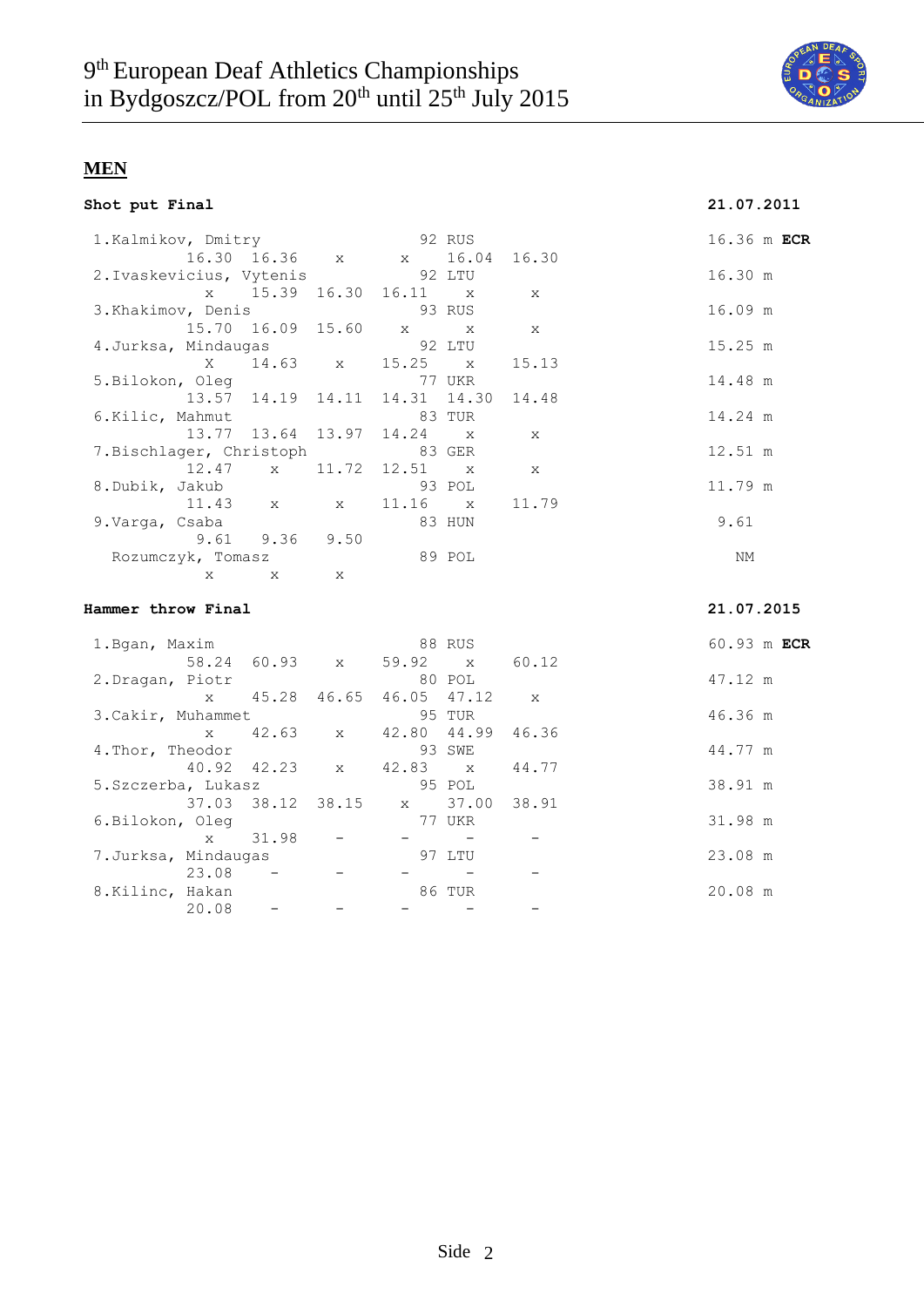# 9[th] European Deaf Athletics Championships in Bydgoszcz/POL from 20[th] until 25[th] July 2015

## MEN

### Shot put Final — 21.07.2011

| Place | Name | YOB | Nat | 1 | 2 | 3 | 4 | 5 | 6 | Result |
|---|---|---|---|---|---|---|---|---|---|---|
| 1. | Kalmikov, Dmitry | 92 | RUS | 16.30 | 16.36 | x | x | 16.04 | 16.30 | 16.36 m **ECR** |
| 2. | Ivaskevicius, Vytenis | 92 | LTU | x | 15.39 | 16.30 | 16.11 | x | x | 16.30 m |
| 3. | Khakimov, Denis | 93 | RUS | 15.70 | 16.09 | 15.60 | x | x | x | 16.09 m |
| 4. | Jurksa, Mindaugas | 92 | LTU | X | 14.63 | x | 15.25 | x | 15.13 | 15.25 m |
| 5. | Bilokon, Oleg | 77 | UKR | 13.57 | 14.19 | 14.11 | 14.31 | 14.30 | 14.48 | 14.48 m |
| 6. | Kilic, Mahmut | 83 | TUR | 13.77 | 13.64 | 13.97 | 14.24 | x | x | 14.24 m |
| 7. | Bischlager, Christoph | 83 | GER | 12.47 | x | 11.72 | 12.51 | x | x | 12.51 m |
| 8. | Dubik, Jakub | 93 | POL | 11.43 | x | x | 11.16 | x | 11.79 | 11.79 m |
| 9. | Varga, Csaba | 83 | HUN | 9.61 | 9.36 | 9.50 | | | | 9.61 |
| | Rozumczyk, Tomasz | 89 | POL | x | x | x | | | | NM |

### Hammer throw Final — 21.07.2015

| Place | Name | YOB | Nat | 1 | 2 | 3 | 4 | 5 | 6 | Result |
|---|---|---|---|---|---|---|---|---|---|---|
| 1. | Bgan, Maxim | 88 | RUS | 58.24 | 60.93 | x | 59.92 | x | 60.12 | 60.93 m **ECR** |
| 2. | Dragan, Piotr | 80 | POL | x | 45.28 | 46.65 | 46.05 | 47.12 | x | 47.12 m |
| 3. | Cakir, Muhammet | 95 | TUR | x | 42.63 | x | 42.80 | 44.99 | 46.36 | 46.36 m |
| 4. | Thor, Theodor | 93 | SWE | 40.92 | 42.23 | x | 42.83 | x | 44.77 | 44.77 m |
| 5. | Szczerba, Lukasz | 95 | POL | 37.03 | 38.12 | 38.15 | x | 37.00 | 38.91 | 38.91 m |
| 6. | Bilokon, Oleg | 77 | UKR | x | 31.98 | - | - | - | - | 31.98 m |
| 7. | Jurksa, Mindaugas | 97 | LTU | 23.08 | - | - | - | - | - | 23.08 m |
| 8. | Kilinc, Hakan | 86 | TUR | 20.08 | - | - | - | - | - | 20.08 m |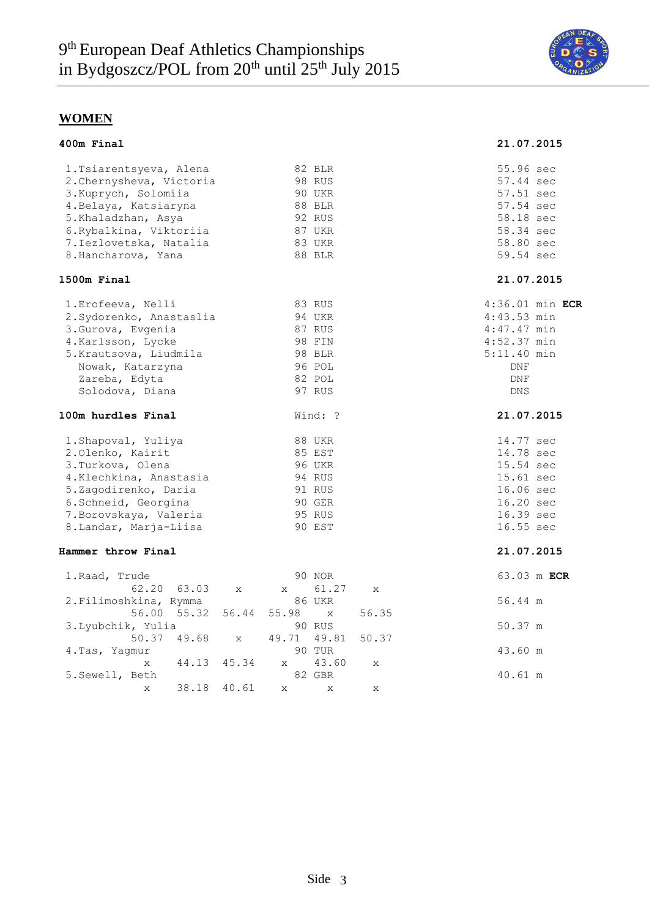# 9th European Deaf Athletics Championships in Bydgoszcz/POL from 20th until 25th July 2015

## WOMEN

### 400m Final — 21.07.2015

| Place | Name | Year | Country | Result |
|---|---|---|---|---|
| 1. | Tsiarentsyeva, Alena | 82 | BLR | 55.96 sec |
| 2. | Chernysheva, Victoria | 98 | RUS | 57.44 sec |
| 3. | Kuprych, Solomiia | 90 | UKR | 57.51 sec |
| 4. | Belaya, Katsiaryna | 88 | BLR | 57.54 sec |
| 5. | Khaladzhan, Asya | 92 | RUS | 58.18 sec |
| 6. | Rybalkina, Viktoriia | 87 | UKR | 58.34 sec |
| 7. | Iezlovetska, Natalia | 83 | UKR | 58.80 sec |
| 8. | Hancharova, Yana | 88 | BLR | 59.54 sec |

### 1500m Final — 21.07.2015

| Place | Name | Year | Country | Result |
|---|---|---|---|---|
| 1. | Erofeeva, Nelli | 83 | RUS | 4:36.01 min **ECR** |
| 2. | Sydorenko, Anastaslia | 94 | UKR | 4:43.53 min |
| 3. | Gurova, Evgenia | 87 | RUS | 4:47.47 min |
| 4. | Karlsson, Lycke | 98 | FIN | 4:52.37 min |
| 5. | Krautsova, Liudmila | 98 | BLR | 5:11.40 min |
| | Nowak, Katarzyna | 96 | POL | DNF |
| | Zareba, Edyta | 82 | POL | DNF |
| | Solodova, Diana | 97 | RUS | DNS |

### 100m hurdles Final — Wind: ? — 21.07.2015

| Place | Name | Year | Country | Result |
|---|---|---|---|---|
| 1. | Shapoval, Yuliya | 88 | UKR | 14.77 sec |
| 2. | Olenko, Kairit | 85 | EST | 14.78 sec |
| 3. | Turkova, Olena | 96 | UKR | 15.54 sec |
| 4. | Klechkina, Anastasia | 94 | RUS | 15.61 sec |
| 5. | Zagodirenko, Daria | 91 | RUS | 16.06 sec |
| 6. | Schneid, Georgina | 90 | GER | 16.20 sec |
| 7. | Borovskaya, Valeria | 95 | RUS | 16.39 sec |
| 8. | Landar, Marja-Liisa | 90 | EST | 16.55 sec |

### Hammer throw Final — 21.07.2015

| Place | Name | Year | Country | 1 | 2 | 3 | 4 | 5 | 6 | Result |
|---|---|---|---|---|---|---|---|---|---|---|
| 1. | Raad, Trude | 90 | NOR | 62.20 | 63.03 | x | x | 61.27 | x | 63.03 m **ECR** |
| 2. | Filimoshkina, Rymma | 86 | UKR | 56.00 | 55.32 | 56.44 | 55.98 | x | 56.35 | 56.44 m |
| 3. | Lyubchik, Yulia | 90 | RUS | 50.37 | 49.68 | x | 49.71 | 49.81 | 50.37 | 50.37 m |
| 4. | Tas, Yagmur | 90 | TUR | x | 44.13 | 45.34 | x | 43.60 | x | 43.60 m |
| 5. | Sewell, Beth | 82 | GBR | x | 38.18 | 40.61 | x | x | x | 40.61 m |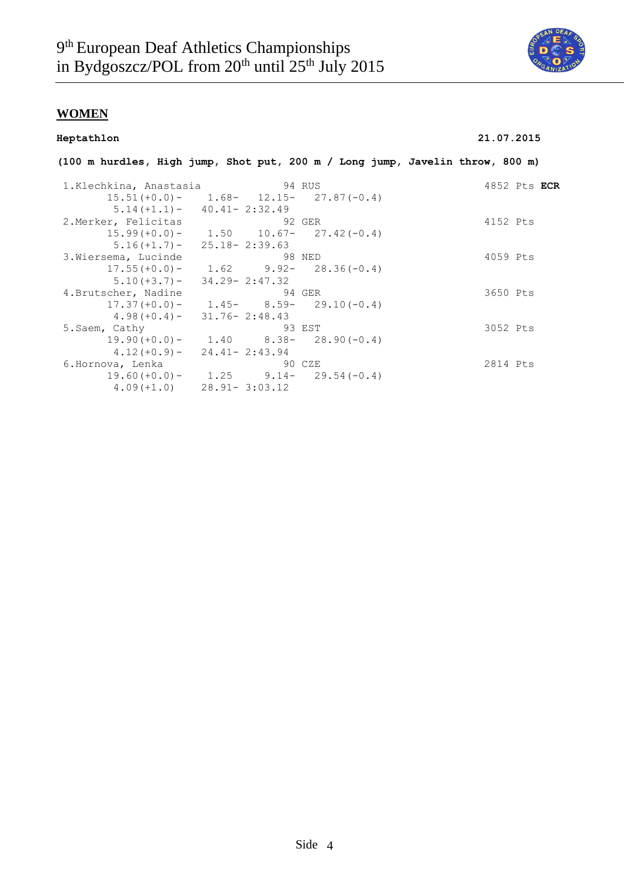## WOMEN

**Heptathlon** **21.07.2015**

**(100 m hurdles, High jump, Shot put, 200 m / Long jump, Javelin throw, 800 m)**

```
 1.Klechkina, Anastasia             94 RUS                               4852 Pts ECR
       15.51(+0.0)-    1.68-    12.15-   27.87(-0.4)
        5.14(+1.1)-   40.41- 2:32.49
 2.Merker, Felicitas                92 GER                               4152 Pts
       15.99(+0.0)-    1.50     10.67-   27.42(-0.4)
        5.16(+1.7)-   25.18- 2:39.63
 3.Wiersema, Lucinde                98 NED                               4059 Pts
       17.55(+0.0)-    1.62      9.92-   28.36(-0.4)
        5.10(+3.7)-   34.29- 2:47.32
 4.Brutscher, Nadine                94 GER                               3650 Pts
       17.37(+0.0)-    1.45-     8.59-   29.10(-0.4)
        4.98(+0.4)-   31.76- 2:48.43
 5.Saem, Cathy                      93 EST                               3052 Pts
       19.90(+0.0)-    1.40      8.38-   28.90(-0.4)
        4.12(+0.9)-   24.41- 2:43.94
 6.Hornova, Lenka                   90 CZE                               2814 Pts
       19.60(+0.0)-    1.25      9.14-   29.54(-0.4)
        4.09(+1.0)    28.91- 3:03.12
```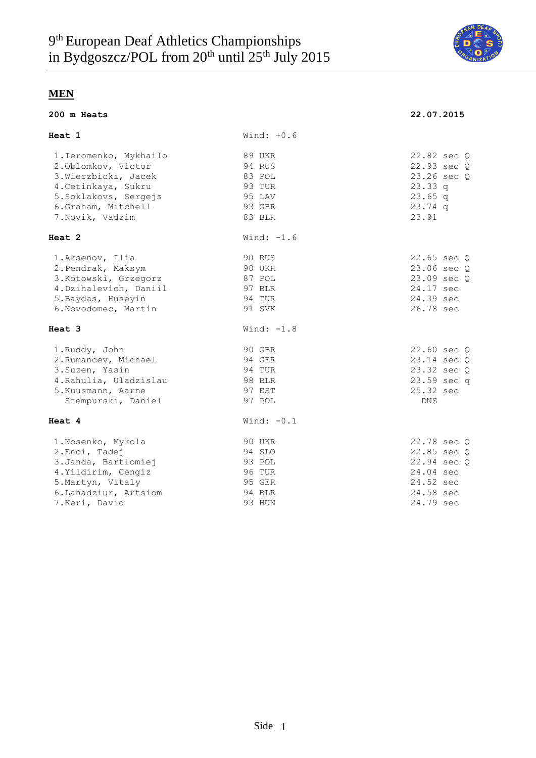# 9th European Deaf Athletics Championships in Bydgoszcz/POL from 20th until 25th July 2015

## MEN

**200 m Heats** **22.07.2015**

### Heat 1

Wind: +0.6

| Athlete | Year | Country | Result |
|---|---|---|---|
| 1.Ieromenko, Mykhailo | 89 | UKR | 22.82 sec Q |
| 2.Oblomkov, Victor | 94 | RUS | 22.93 sec Q |
| 3.Wierzbicki, Jacek | 83 | POL | 23.26 sec Q |
| 4.Cetinkaya, Sukru | 93 | TUR | 23.33 q |
| 5.Soklakovs, Sergejs | 95 | LAV | 23.65 q |
| 6.Graham, Mitchell | 93 | GBR | 23.74 q |
| 7.Novik, Vadzim | 83 | BLR | 23.91 |

### Heat 2

Wind: -1.6

| Athlete | Year | Country | Result |
|---|---|---|---|
| 1.Aksenov, Ilia | 90 | RUS | 22.65 sec Q |
| 2.Pendrak, Maksym | 90 | UKR | 23.06 sec Q |
| 3.Kotowski, Grzegorz | 87 | POL | 23.09 sec Q |
| 4.Dzihalevich, Daniil | 97 | BLR | 24.17 sec |
| 5.Baydas, Huseyin | 94 | TUR | 24.39 sec |
| 6.Novodomec, Martin | 91 | SVK | 26.78 sec |

### Heat 3

Wind: -1.8

| Athlete | Year | Country | Result |
|---|---|---|---|
| 1.Ruddy, John | 90 | GBR | 22.60 sec Q |
| 2.Rumancev, Michael | 94 | GER | 23.14 sec Q |
| 3.Suzen, Yasin | 94 | TUR | 23.32 sec Q |
| 4.Rahulia, Uladzislau | 98 | BLR | 23.59 sec q |
| 5.Kuusmann, Aarne | 97 | EST | 25.32 sec |
| Stempurski, Daniel | 97 | POL | DNS |

### Heat 4

Wind: -0.1

| Athlete | Year | Country | Result |
|---|---|---|---|
| 1.Nosenko, Mykola | 90 | UKR | 22.78 sec Q |
| 2.Enci, Tadej | 94 | SLO | 22.85 sec Q |
| 3.Janda, Bartlomiej | 93 | POL | 22.94 sec Q |
| 4.Yildirim, Cengiz | 96 | TUR | 24.04 sec |
| 5.Martyn, Vitaly | 95 | GER | 24.52 sec |
| 6.Lahadziur, Artsiom | 94 | BLR | 24.58 sec |
| 7.Keri, David | 93 | HUN | 24.79 sec |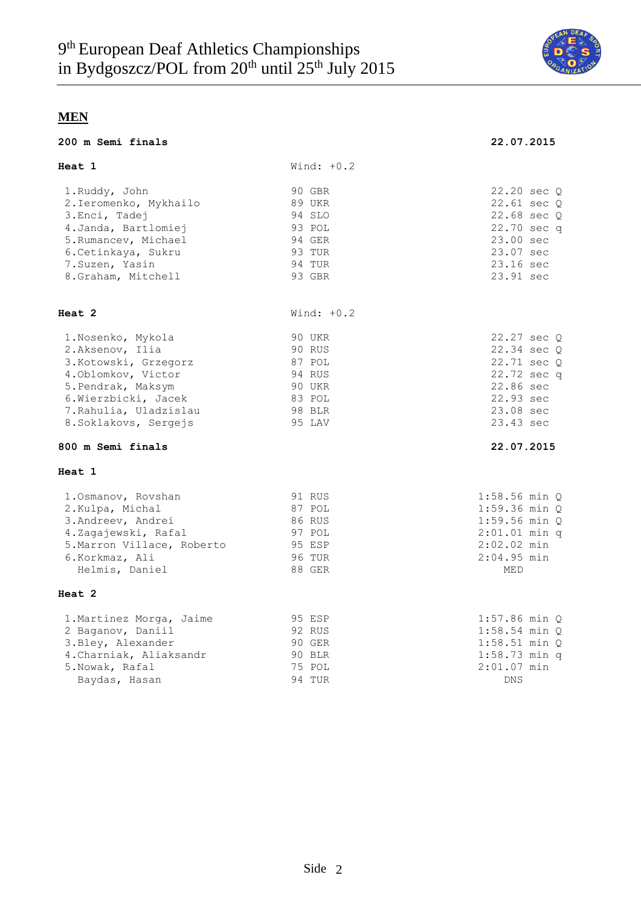## MEN

### 200 m Semi finals — 22.07.2015

**Heat 1** — Wind: +0.2

| Athlete | Year | Nation | Result |
|---|---|---|---|
| 1.Ruddy, John | 90 | GBR | 22.20 sec Q |
| 2.Ieromenko, Mykhailo | 89 | UKR | 22.61 sec Q |
| 3.Enci, Tadej | 94 | SLO | 22.68 sec Q |
| 4.Janda, Bartlomiej | 93 | POL | 22.70 sec q |
| 5.Rumancev, Michael | 94 | GER | 23.00 sec |
| 6.Cetinkaya, Sukru | 93 | TUR | 23.07 sec |
| 7.Suzen, Yasin | 94 | TUR | 23.16 sec |
| 8.Graham, Mitchell | 93 | GBR | 23.91 sec |

**Heat 2** — Wind: +0.2

| Athlete | Year | Nation | Result |
|---|---|---|---|
| 1.Nosenko, Mykola | 90 | UKR | 22.27 sec Q |
| 2.Aksenov, Ilia | 90 | RUS | 22.34 sec Q |
| 3.Kotowski, Grzegorz | 87 | POL | 22.71 sec Q |
| 4.Oblomkov, Victor | 94 | RUS | 22.72 sec q |
| 5.Pendrak, Maksym | 90 | UKR | 22.86 sec |
| 6.Wierzbicki, Jacek | 83 | POL | 22.93 sec |
| 7.Rahulia, Uladzislau | 98 | BLR | 23.08 sec |
| 8.Soklakovs, Sergejs | 95 | LAV | 23.43 sec |

### 800 m Semi finals — 22.07.2015

**Heat 1**

| Athlete | Year | Nation | Result |
|---|---|---|---|
| 1.Osmanov, Rovshan | 91 | RUS | 1:58.56 min Q |
| 2.Kulpa, Michal | 87 | POL | 1:59.36 min Q |
| 3.Andreev, Andrei | 86 | RUS | 1:59.56 min Q |
| 4.Zagajewski, Rafal | 97 | POL | 2:01.01 min q |
| 5.Marron Villace, Roberto | 95 | ESP | 2:02.02 min |
| 6.Korkmaz, Ali | 96 | TUR | 2:04.95 min |
| Helmis, Daniel | 88 | GER | MED |

**Heat 2**

| Athlete | Year | Nation | Result |
|---|---|---|---|
| 1.Martinez Morga, Jaime | 95 | ESP | 1:57.86 min Q |
| 2 Baganov, Daniil | 92 | RUS | 1:58.54 min Q |
| 3.Bley, Alexander | 90 | GER | 1:58.51 min Q |
| 4.Charniak, Aliaksandr | 90 | BLR | 1:58.73 min q |
| 5.Nowak, Rafal | 75 | POL | 2:01.07 min |
| Baydas, Hasan | 94 | TUR | DNS |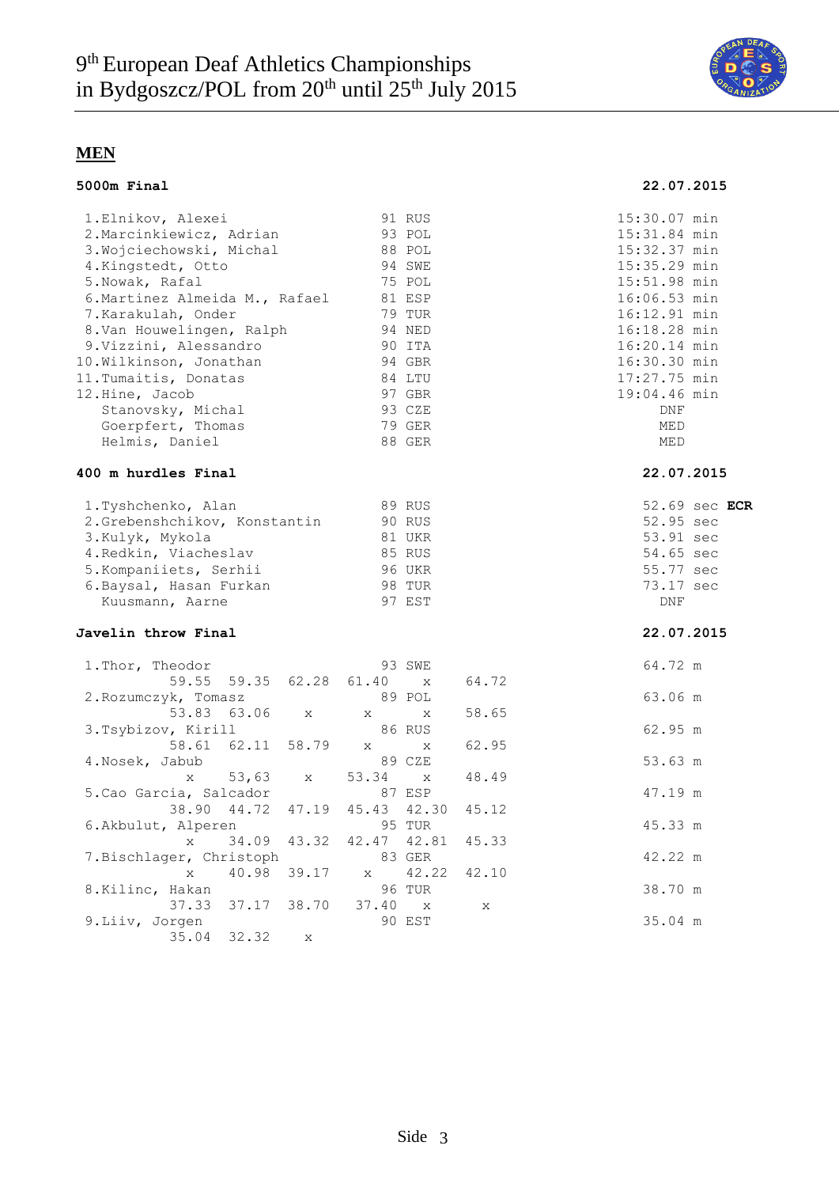# 9[th] European Deaf Athletics Championships in Bydgoszcz/POL from 20[th] until 25[th] July 2015

## MEN

### 5000m Final

**22.07.2015**

| Rank | Name | Year | Nation | Result |
|---|---|---|---|---|
| 1. | Elnikov, Alexei | 91 | RUS | 15:30.07 min |
| 2. | Marcinkiewicz, Adrian | 93 | POL | 15:31.84 min |
| 3. | Wojciechowski, Michal | 88 | POL | 15:32.37 min |
| 4. | Kingstedt, Otto | 94 | SWE | 15:35.29 min |
| 5. | Nowak, Rafal | 75 | POL | 15:51.98 min |
| 6. | Martinez Almeida M., Rafael | 81 | ESP | 16:06.53 min |
| 7. | Karakulah, Onder | 79 | TUR | 16:12.91 min |
| 8. | Van Houwelingen, Ralph | 94 | NED | 16:18.28 min |
| 9. | Vizzini, Alessandro | 90 | ITA | 16:20.14 min |
| 10. | Wilkinson, Jonathan | 94 | GBR | 16:30.30 min |
| 11. | Tumaitis, Donatas | 84 | LTU | 17:27.75 min |
| 12. | Hine, Jacob | 97 | GBR | 19:04.46 min |
| | Stanovsky, Michal | 93 | CZE | DNF |
| | Goerpfert, Thomas | 79 | GER | MED |
| | Helmis, Daniel | 88 | GER | MED |

### 400 m hurdles Final

**22.07.2015**

| Rank | Name | Year | Nation | Result |
|---|---|---|---|---|
| 1. | Tyshchenko, Alan | 89 | RUS | 52.69 sec **ECR** |
| 2. | Grebenshchikov, Konstantin | 90 | RUS | 52.95 sec |
| 3. | Kulyk, Mykola | 81 | UKR | 53.91 sec |
| 4. | Redkin, Viacheslav | 85 | RUS | 54.65 sec |
| 5. | Kompaniiets, Serhii | 96 | UKR | 55.77 sec |
| 6. | Baysal, Hasan Furkan | 98 | TUR | 73.17 sec |
| | Kuusmann, Aarne | 97 | EST | DNF |

### Javelin throw Final

**22.07.2015**

| Rank | Name | Year | Nation | 1 | 2 | 3 | 4 | 5 | 6 | Result |
|---|---|---|---|---|---|---|---|---|---|---|
| 1. | Thor, Theodor | 93 | SWE | 59.55 | 59.35 | 62.28 | 61.40 | x | 64.72 | 64.72 m |
| 2. | Rozumczyk, Tomasz | 89 | POL | 53.83 | 63.06 | x | x | x | 58.65 | 63.06 m |
| 3. | Tsybizov, Kirill | 86 | RUS | 58.61 | 62.11 | 58.79 | x | x | 62.95 | 62.95 m |
| 4. | Nosek, Jabub | 89 | CZE | x | 53,63 | x | 53.34 | x | 48.49 | 53.63 m |
| 5. | Cao Garcia, Salcador | 87 | ESP | 38.90 | 44.72 | 47.19 | 45.43 | 42.30 | 45.12 | 47.19 m |
| 6. | Akbulut, Alperen | 95 | TUR | x | 34.09 | 43.32 | 42.47 | 42.81 | 45.33 | 45.33 m |
| 7. | Bischlager, Christoph | 83 | GER | x | 40.98 | 39.17 | x | 42.22 | 42.10 | 42.22 m |
| 8. | Kilinc, Hakan | 96 | TUR | 37.33 | 37.17 | 38.70 | 37.40 | x | x | 38.70 m |
| 9. | Liiv, Jorgen | 90 | EST | 35.04 | 32.32 | x | | | | 35.04 m |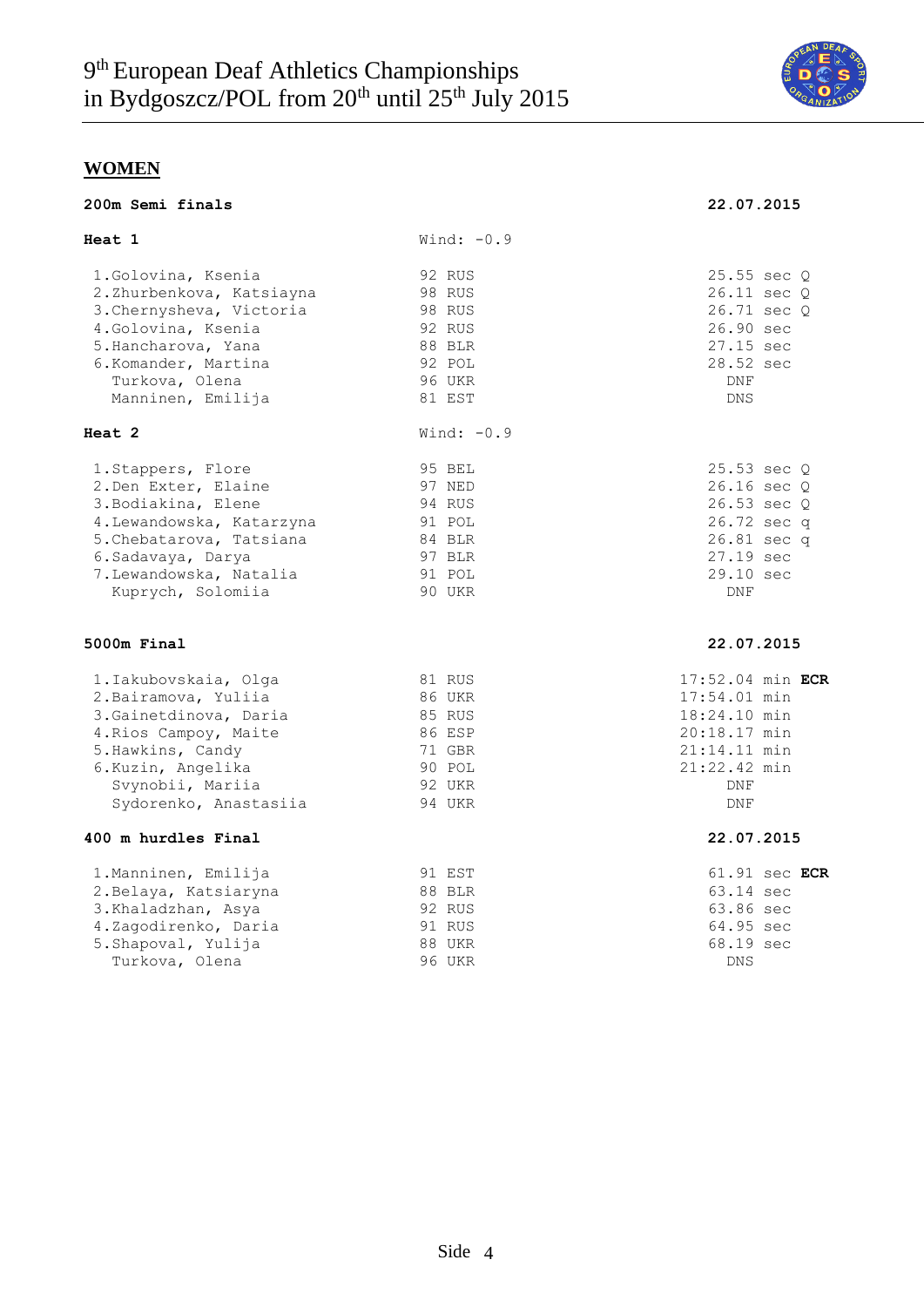# 9th European Deaf Athletics Championships in Bydgoszcz/POL from 20th until 25th July 2015

## WOMEN

### 200m Semi finals — 22.07.2015

**Heat 1** — Wind: -0.9

| Place | Name | Year | Nation | Result |
|---|---|---|---|---|
| 1. | Golovina, Ksenia | 92 | RUS | 25.55 sec Q |
| 2. | Zhurbenkova, Katsiayna | 98 | RUS | 26.11 sec Q |
| 3. | Chernysheva, Victoria | 98 | RUS | 26.71 sec Q |
| 4. | Golovina, Ksenia | 92 | RUS | 26.90 sec |
| 5. | Hancharova, Yana | 88 | BLR | 27.15 sec |
| 6. | Komander, Martina | 92 | POL | 28.52 sec |
| | Turkova, Olena | 96 | UKR | DNF |
| | Manninen, Emilija | 81 | EST | DNS |

**Heat 2** — Wind: -0.9

| Place | Name | Year | Nation | Result |
|---|---|---|---|---|
| 1. | Stappers, Flore | 95 | BEL | 25.53 sec Q |
| 2. | Den Exter, Elaine | 97 | NED | 26.16 sec Q |
| 3. | Bodiakina, Elene | 94 | RUS | 26.53 sec Q |
| 4. | Lewandowska, Katarzyna | 91 | POL | 26.72 sec q |
| 5. | Chebatarova, Tatsiana | 84 | BLR | 26.81 sec q |
| 6. | Sadavaya, Darya | 97 | BLR | 27.19 sec |
| 7. | Lewandowska, Natalia | 91 | POL | 29.10 sec |
| | Kuprych, Solomiia | 90 | UKR | DNF |

### 5000m Final — 22.07.2015

| Place | Name | Year | Nation | Result |
|---|---|---|---|---|
| 1. | Iakubovskaia, Olga | 81 | RUS | 17:52.04 min **ECR** |
| 2. | Bairamova, Yuliia | 86 | UKR | 17:54.01 min |
| 3. | Gainetdinova, Daria | 85 | RUS | 18:24.10 min |
| 4. | Rios Campoy, Maite | 86 | ESP | 20:18.17 min |
| 5. | Hawkins, Candy | 71 | GBR | 21:14.11 min |
| 6. | Kuzin, Angelika | 90 | POL | 21:22.42 min |
| | Svynobii, Mariia | 92 | UKR | DNF |
| | Sydorenko, Anastasiia | 94 | UKR | DNF |

### 400 m hurdles Final — 22.07.2015

| Place | Name | Year | Nation | Result |
|---|---|---|---|---|
| 1. | Manninen, Emilija | 91 | EST | 61.91 sec **ECR** |
| 2. | Belaya, Katsiaryna | 88 | BLR | 63.14 sec |
| 3. | Khaladzhan, Asya | 92 | RUS | 63.86 sec |
| 4. | Zagodirenko, Daria | 91 | RUS | 64.95 sec |
| 5. | Shapoval, Yulija | 88 | UKR | 68.19 sec |
| | Turkova, Olena | 96 | UKR | DNS |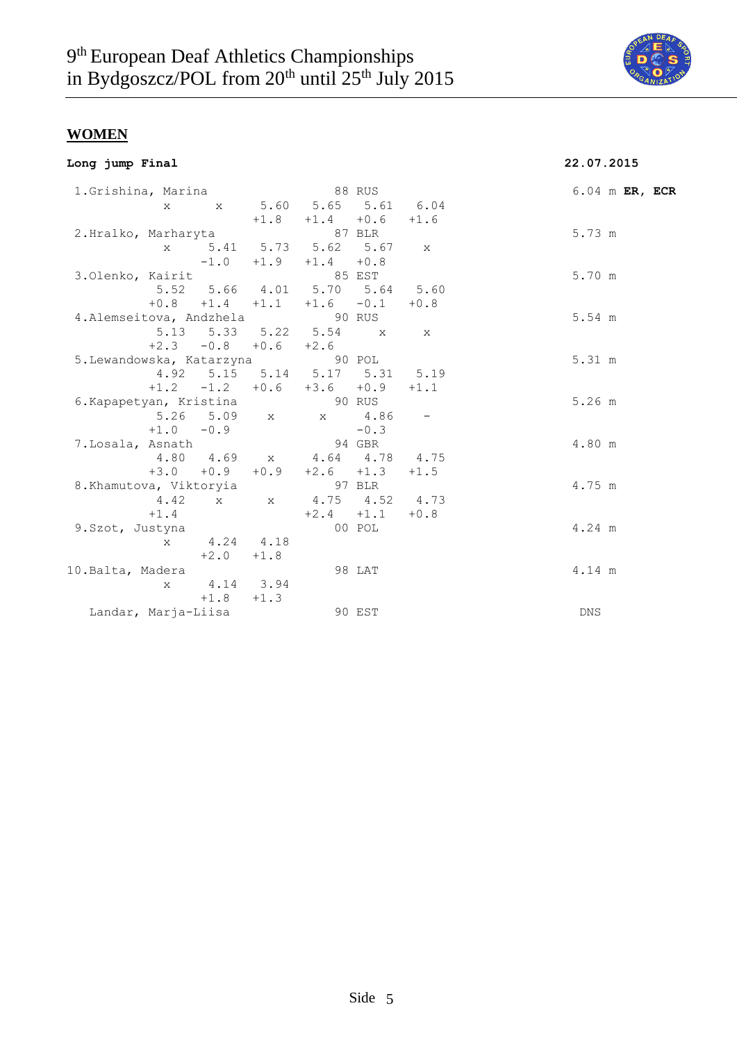# 9th European Deaf Athletics Championships in Bydgoszcz/POL from 20th until 25th July 2015

## WOMEN

**Long jump Final** **22.07.2015**

| Place | Name | Year | Nat | Att 1 | Att 2 | Att 3 | Att 4 | Att 5 | Att 6 | Result |
|---|---|---|---|---|---|---|---|---|---|---|
| 1. | Grishina, Marina | 88 | RUS | x | x | 5.60 | 5.65 | 5.61 | 6.04 | 6.04 m **ER, ECR** |
| | | | | | | +1.8 | +1.4 | +0.6 | +1.6 | |
| 2. | Hralko, Marharyta | 87 | BLR | x | 5.41 | 5.73 | 5.62 | 5.67 | x | 5.73 m |
| | | | | | -1.0 | +1.9 | +1.4 | +0.8 | | |
| 3. | Olenko, Kairit | 85 | EST | 5.52 | 5.66 | 4.01 | 5.70 | 5.64 | 5.60 | 5.70 m |
| | | | | +0.8 | +1.4 | +1.1 | +1.6 | -0.1 | +0.8 | |
| 4. | Alemseitova, Andzhela | 90 | RUS | 5.13 | 5.33 | 5.22 | 5.54 | x | x | 5.54 m |
| | | | | +2.3 | -0.8 | +0.6 | +2.6 | | | |
| 5. | Lewandowska, Katarzyna | 90 | POL | 4.92 | 5.15 | 5.14 | 5.17 | 5.31 | 5.19 | 5.31 m |
| | | | | +1.2 | -1.2 | +0.6 | +3.6 | +0.9 | +1.1 | |
| 6. | Kapapetyan, Kristina | 90 | RUS | 5.26 | 5.09 | x | x | 4.86 | - | 5.26 m |
| | | | | +1.0 | -0.9 | | | -0.3 | | |
| 7. | Losala, Asnath | 94 | GBR | 4.80 | 4.69 | x | 4.64 | 4.78 | 4.75 | 4.80 m |
| | | | | +3.0 | +0.9 | +0.9 | +2.6 | +1.3 | +1.5 | |
| 8. | Khamutova, Viktoryia | 97 | BLR | 4.42 | x | x | 4.75 | 4.52 | 4.73 | 4.75 m |
| | | | | +1.4 | | | +2.4 | +1.1 | +0.8 | |
| 9. | Szot, Justyna | 00 | POL | x | 4.24 | 4.18 | | | | 4.24 m |
| | | | | | +2.0 | +1.8 | | | | |
| 10. | Balta, Madera | 98 | LAT | x | 4.14 | 3.94 | | | | 4.14 m |
| | | | | | +1.8 | +1.3 | | | | |
| | Landar, Marja-Liisa | 90 | EST | | | | | | | DNS |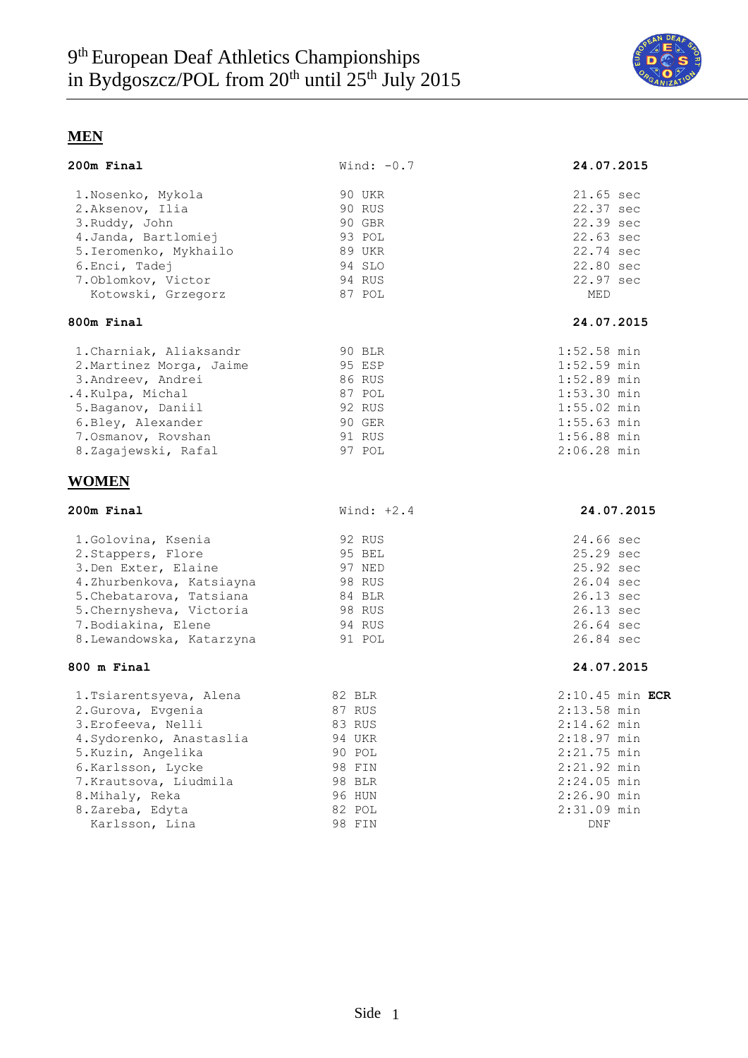# 9th European Deaf Athletics Championships in Bydgoszcz/POL from 20th until 25th July 2015

## MEN

**200m Final** | Wind: -0.7 | **24.07.2015**

| Place | Name | Year | Nation | Result |
|---|---|---|---|---|
| 1. | Nosenko, Mykola | 90 | UKR | 21.65 sec |
| 2. | Aksenov, Ilia | 90 | RUS | 22.37 sec |
| 3. | Ruddy, John | 90 | GBR | 22.39 sec |
| 4. | Janda, Bartlomiej | 93 | POL | 22.63 sec |
| 5. | Ieromenko, Mykhailo | 89 | UKR | 22.74 sec |
| 6. | Enci, Tadej | 94 | SLO | 22.80 sec |
| 7. | Oblomkov, Victor | 94 | RUS | 22.97 sec |
| | Kotowski, Grzegorz | 87 | POL | MED |

**800m Final** | **24.07.2015**

| Place | Name | Year | Nation | Result |
|---|---|---|---|---|
| 1. | Charniak, Aliaksandr | 90 | BLR | 1:52.58 min |
| 2. | Martinez Morga, Jaime | 95 | ESP | 1:52.59 min |
| 3. | Andreev, Andrei | 86 | RUS | 1:52.89 min |
| .4. | Kulpa, Michal | 87 | POL | 1:53.30 min |
| 5. | Baganov, Daniil | 92 | RUS | 1:55.02 min |
| 6. | Bley, Alexander | 90 | GER | 1:55.63 min |
| 7. | Osmanov, Rovshan | 91 | RUS | 1:56.88 min |
| 8. | Zagajewski, Rafal | 97 | POL | 2:06.28 min |

## WOMEN

**200m Final** | Wind: +2.4 | **24.07.2015**

| Place | Name | Year | Nation | Result |
|---|---|---|---|---|
| 1. | Golovina, Ksenia | 92 | RUS | 24.66 sec |
| 2. | Stappers, Flore | 95 | BEL | 25.29 sec |
| 3. | Den Exter, Elaine | 97 | NED | 25.92 sec |
| 4. | Zhurbenkova, Katsiayna | 98 | RUS | 26.04 sec |
| 5. | Chebatarova, Tatsiana | 84 | BLR | 26.13 sec |
| 5. | Chernysheva, Victoria | 98 | RUS | 26.13 sec |
| 7. | Bodiakina, Elene | 94 | RUS | 26.64 sec |
| 8. | Lewandowska, Katarzyna | 91 | POL | 26.84 sec |

**800 m Final** | **24.07.2015**

| Place | Name | Year | Nation | Result |
|---|---|---|---|---|
| 1. | Tsiarentsyeva, Alena | 82 | BLR | 2:10.45 min **ECR** |
| 2. | Gurova, Evgenia | 87 | RUS | 2:13.58 min |
| 3. | Erofeeva, Nelli | 83 | RUS | 2:14.62 min |
| 4. | Sydorenko, Anastaslia | 94 | UKR | 2:18.97 min |
| 5. | Kuzin, Angelika | 90 | POL | 2:21.75 min |
| 6. | Karlsson, Lycke | 98 | FIN | 2:21.92 min |
| 7. | Krautsova, Liudmila | 98 | BLR | 2:24.05 min |
| 8. | Mihaly, Reka | 96 | HUN | 2:26.90 min |
| 8. | Zareba, Edyta | 82 | POL | 2:31.09 min |
| | Karlsson, Lina | 98 | FIN | DNF |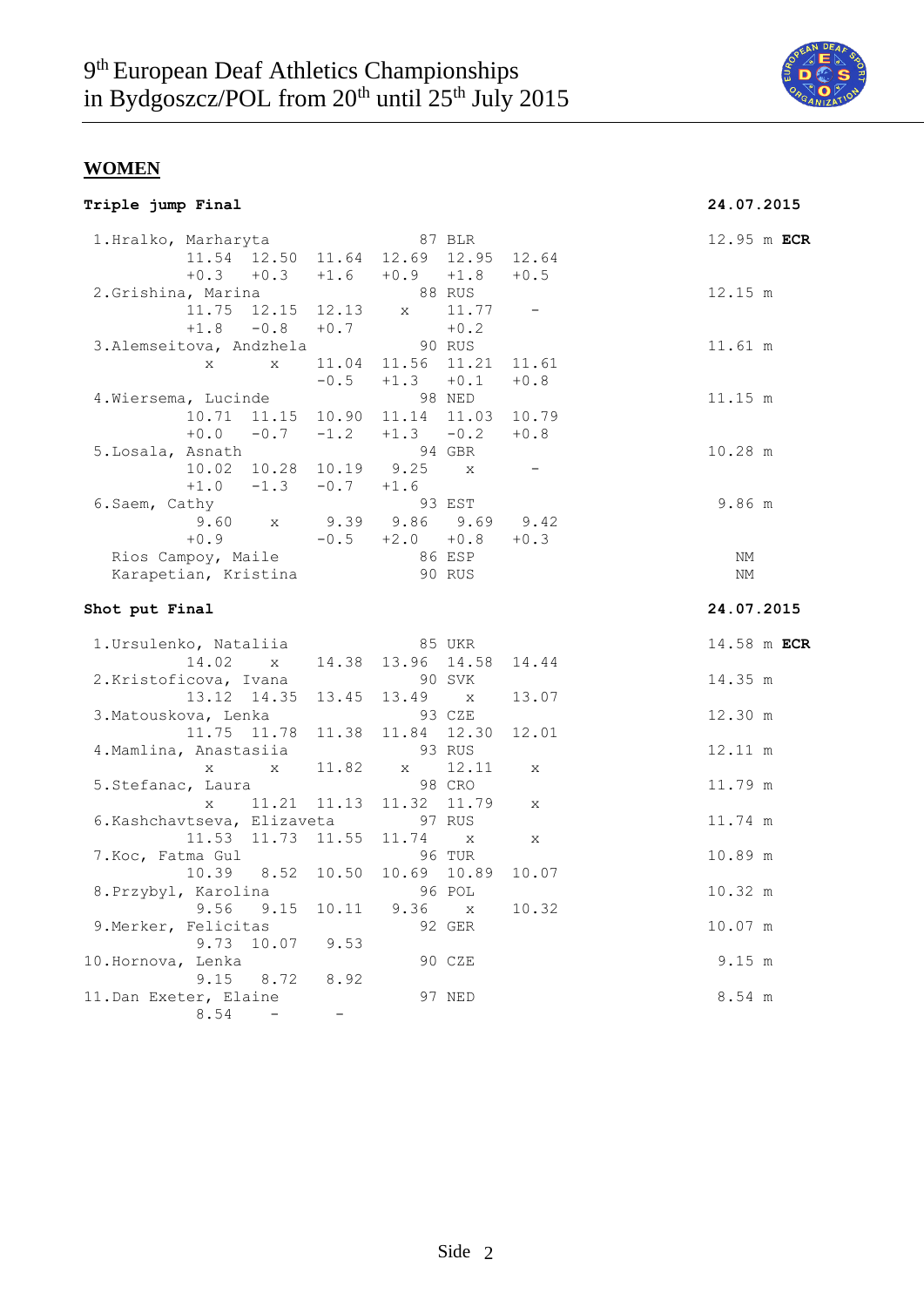## WOMEN

**Triple jump Final** — **24.07.2015**

| Place | Name | Year | Country | 1 | 2 | 3 | 4 | 5 | 6 | Result |
|---|---|---|---|---|---|---|---|---|---|---|
| 1. | Hralko, Marharyta | 87 | BLR | 11.54 | 12.50 | 11.64 | 12.69 | 12.95 | 12.64 | 12.95 m **ECR** |
| | | | | +0.3 | +0.3 | +1.6 | +0.9 | +1.8 | +0.5 | |
| 2. | Grishina, Marina | 88 | RUS | 11.75 | 12.15 | 12.13 | x | 11.77 | - | 12.15 m |
| | | | | +1.8 | -0.8 | +0.7 | | +0.2 | | |
| 3. | Alemseitova, Andzhela | 90 | RUS | x | x | 11.04 | 11.56 | 11.21 | 11.61 | 11.61 m |
| | | | | | | -0.5 | +1.3 | +0.1 | +0.8 | |
| 4. | Wiersema, Lucinde | 98 | NED | 10.71 | 11.15 | 10.90 | 11.14 | 11.03 | 10.79 | 11.15 m |
| | | | | +0.0 | -0.7 | -1.2 | +1.3 | -0.2 | +0.8 | |
| 5. | Losala, Asnath | 94 | GBR | 10.02 | 10.28 | 10.19 | 9.25 | x | - | 10.28 m |
| | | | | +1.0 | -1.3 | -0.7 | +1.6 | | | |
| 6. | Saem, Cathy | 93 | EST | 9.60 | x | 9.39 | 9.86 | 9.69 | 9.42 | 9.86 m |
| | | | | +0.9 | | -0.5 | +2.0 | +0.8 | +0.3 | |
| | Rios Campoy, Maile | 86 | ESP | | | | | | | NM |
| | Karapetian, Kristina | 90 | RUS | | | | | | | NM |

**Shot put Final** — **24.07.2015**

| Place | Name | Year | Country | 1 | 2 | 3 | 4 | 5 | 6 | Result |
|---|---|---|---|---|---|---|---|---|---|---|
| 1. | Ursulenko, Nataliia | 85 | UKR | 14.02 | x | 14.38 | 13.96 | 14.58 | 14.44 | 14.58 m **ECR** |
| 2. | Kristoficova, Ivana | 90 | SVK | 13.12 | 14.35 | 13.45 | 13.49 | x | 13.07 | 14.35 m |
| 3. | Matouskova, Lenka | 93 | CZE | 11.75 | 11.78 | 11.38 | 11.84 | 12.30 | 12.01 | 12.30 m |
| 4. | Mamlina, Anastasiia | 93 | RUS | x | x | 11.82 | x | 12.11 | x | 12.11 m |
| 5. | Stefanac, Laura | 98 | CRO | x | 11.21 | 11.13 | 11.32 | 11.79 | x | 11.79 m |
| 6. | Kashchavtseva, Elizaveta | 97 | RUS | 11.53 | 11.73 | 11.55 | 11.74 | x | x | 11.74 m |
| 7. | Koc, Fatma Gul | 96 | TUR | 10.39 | 8.52 | 10.50 | 10.69 | 10.89 | 10.07 | 10.89 m |
| 8. | Przybyl, Karolina | 96 | POL | 9.56 | 9.15 | 10.11 | 9.36 | x | 10.32 | 10.32 m |
| 9. | Merker, Felicitas | 92 | GER | 9.73 | 10.07 | 9.53 | | | | 10.07 m |
| 10. | Hornova, Lenka | 90 | CZE | 9.15 | 8.72 | 8.92 | | | | 9.15 m |
| 11. | Dan Exeter, Elaine | 97 | NED | 8.54 | - | - | | | | 8.54 m |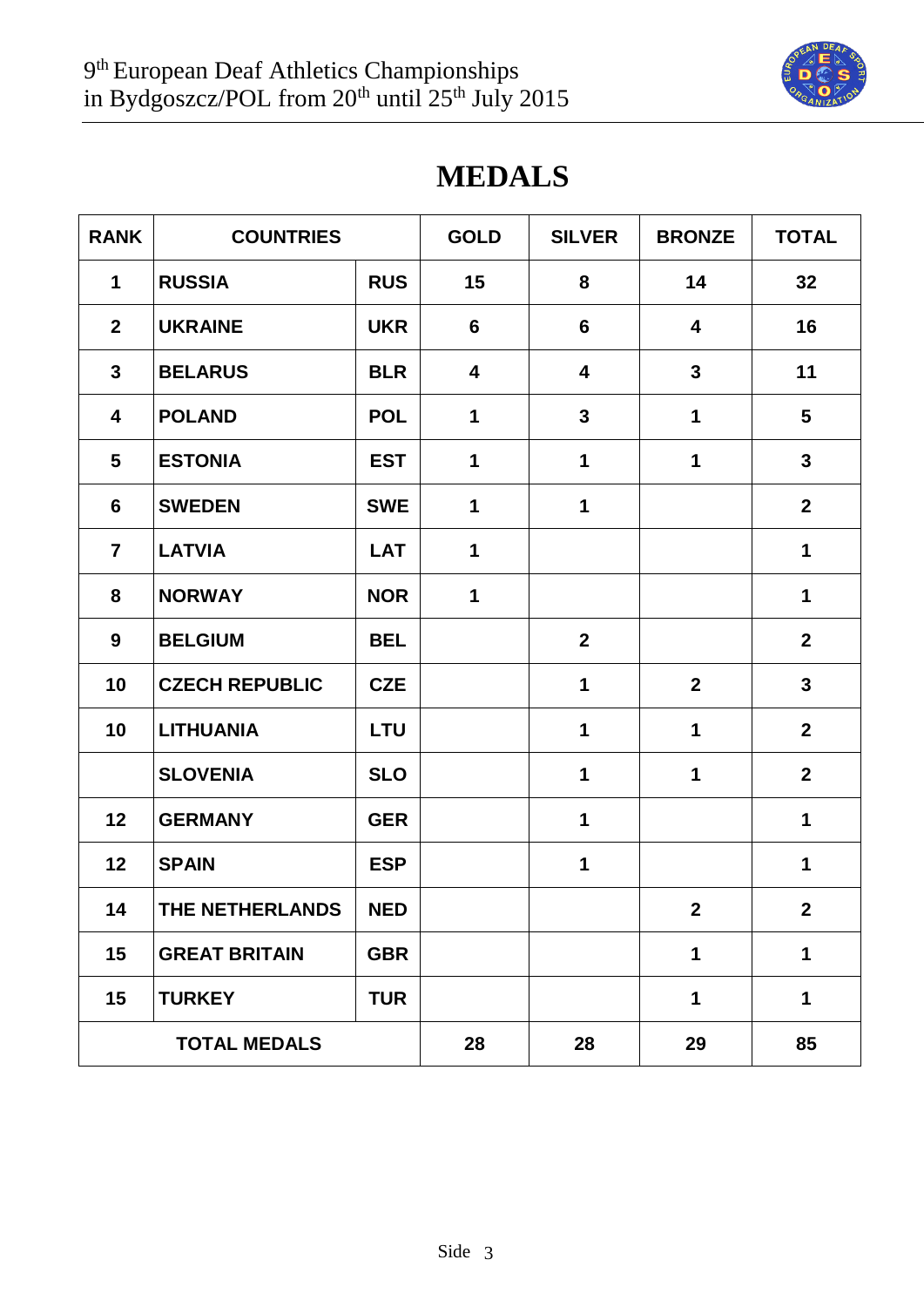# MEDALS

| RANK | COUNTRIES | | GOLD | SILVER | BRONZE | TOTAL |
|---|---|---|---|---|---|---|
| 1 | RUSSIA | RUS | 15 | 8 | 14 | 32 |
| 2 | UKRAINE | UKR | 6 | 6 | 4 | 16 |
| 3 | BELARUS | BLR | 4 | 4 | 3 | 11 |
| 4 | POLAND | POL | 1 | 3 | 1 | 5 |
| 5 | ESTONIA | EST | 1 | 1 | 1 | 3 |
| 6 | SWEDEN | SWE | 1 | 1 | | 2 |
| 7 | LATVIA | LAT | 1 | | | 1 |
| 8 | NORWAY | NOR | 1 | | | 1 |
| 9 | BELGIUM | BEL | | 2 | | 2 |
| 10 | CZECH REPUBLIC | CZE | | 1 | 2 | 3 |
| 10 | LITHUANIA | LTU | | 1 | 1 | 2 |
| | SLOVENIA | SLO | | 1 | 1 | 2 |
| 12 | GERMANY | GER | | 1 | | 1 |
| 12 | SPAIN | ESP | | 1 | | 1 |
| 14 | THE NETHERLANDS | NED | | | 2 | 2 |
| 15 | GREAT BRITAIN | GBR | | | 1 | 1 |
| 15 | TURKEY | TUR | | | 1 | 1 |
| TOTAL MEDALS | | | 28 | 28 | 29 | 85 |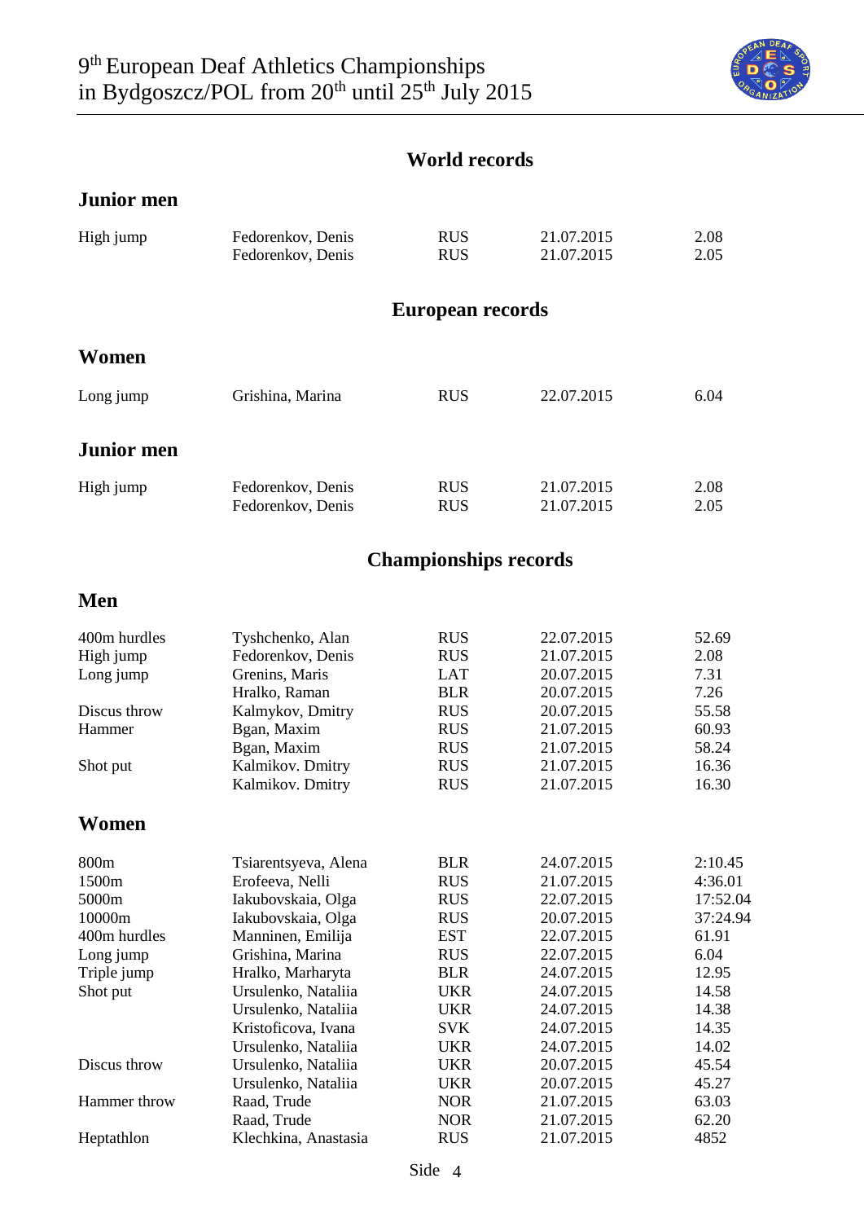# World records

## Junior men

| | | | | |
|---|---|---|---|---|
| High jump | Fedorenkov, Denis | RUS | 21.07.2015 | 2.08 |
| | Fedorenkov, Denis | RUS | 21.07.2015 | 2.05 |

# European records

## Women

| | | | | |
|---|---|---|---|---|
| Long jump | Grishina, Marina | RUS | 22.07.2015 | 6.04 |

## Junior men

| | | | | |
|---|---|---|---|---|
| High jump | Fedorenkov, Denis | RUS | 21.07.2015 | 2.08 |
| | Fedorenkov, Denis | RUS | 21.07.2015 | 2.05 |

# Championships records

## Men

| | | | | |
|---|---|---|---|---|
| 400m hurdles | Tyshchenko, Alan | RUS | 22.07.2015 | 52.69 |
| High jump | Fedorenkov, Denis | RUS | 21.07.2015 | 2.08 |
| Long jump | Grenins, Maris | LAT | 20.07.2015 | 7.31 |
| | Hralko, Raman | BLR | 20.07.2015 | 7.26 |
| Discus throw | Kalmykov, Dmitry | RUS | 20.07.2015 | 55.58 |
| Hammer | Bgan, Maxim | RUS | 21.07.2015 | 60.93 |
| | Bgan, Maxim | RUS | 21.07.2015 | 58.24 |
| Shot put | Kalmikov. Dmitry | RUS | 21.07.2015 | 16.36 |
| | Kalmikov. Dmitry | RUS | 21.07.2015 | 16.30 |

## Women

| | | | | |
|---|---|---|---|---|
| 800m | Tsiarentsyeva, Alena | BLR | 24.07.2015 | 2:10.45 |
| 1500m | Erofeeva, Nelli | RUS | 21.07.2015 | 4:36.01 |
| 5000m | Iakubovskaia, Olga | RUS | 22.07.2015 | 17:52.04 |
| 10000m | Iakubovskaia, Olga | RUS | 20.07.2015 | 37:24.94 |
| 400m hurdles | Manninen, Emilija | EST | 22.07.2015 | 61.91 |
| Long jump | Grishina, Marina | RUS | 22.07.2015 | 6.04 |
| Triple jump | Hralko, Marharyta | BLR | 24.07.2015 | 12.95 |
| Shot put | Ursulenko, Nataliia | UKR | 24.07.2015 | 14.58 |
| | Ursulenko, Nataliia | UKR | 24.07.2015 | 14.38 |
| | Kristoficova, Ivana | SVK | 24.07.2015 | 14.35 |
| | Ursulenko, Nataliia | UKR | 24.07.2015 | 14.02 |
| Discus throw | Ursulenko, Nataliia | UKR | 20.07.2015 | 45.54 |
| | Ursulenko, Nataliia | UKR | 20.07.2015 | 45.27 |
| Hammer throw | Raad, Trude | NOR | 21.07.2015 | 63.03 |
| | Raad, Trude | NOR | 21.07.2015 | 62.20 |
| Heptathlon | Klechkina, Anastasia | RUS | 21.07.2015 | 4852 |